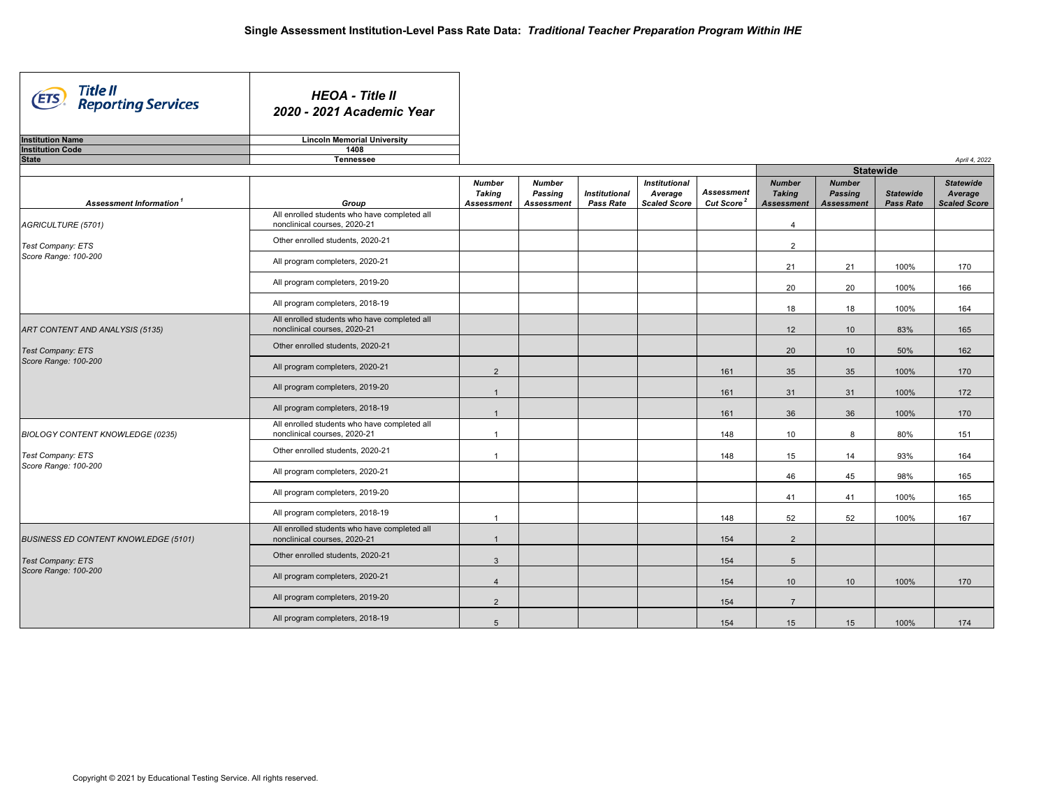# Single Assessment Institution-Level Pass Rate Data: *Traditional Teacher Preparation Program Within IHE*

**ETS Title II Reporting Services**

***HEOA - Title II***
***2020 - 2021 Academic Year***

| | |
|---|---|
| **Institution Name** | **Lincoln Memorial University** |
| **Institution Code** | **1408** |
| **State** | **Tennessee** |

*April 4, 2022*

| Assessment Information[1] | Group | Number Taking Assessment | Number Passing Assessment | Institutional Pass Rate | Institutional Average Scaled Score | Assessment Cut Score[2] | Statewide Number Taking Assessment | Statewide Number Passing Assessment | Statewide Pass Rate | Statewide Average Scaled Score |
|---|---|---|---|---|---|---|---|---|---|---|
| AGRICULTURE (5701) | All enrolled students who have completed all nonclinical courses, 2020-21 | | | | | | 4 | | | |
| Test Company: ETS Score Range: 100-200 | Other enrolled students, 2020-21 | | | | | | 2 | | | |
| | All program completers, 2020-21 | | | | | | 21 | 21 | 100% | 170 |
| | All program completers, 2019-20 | | | | | | 20 | 20 | 100% | 166 |
| | All program completers, 2018-19 | | | | | | 18 | 18 | 100% | 164 |
| ART CONTENT AND ANALYSIS (5135) | All enrolled students who have completed all nonclinical courses, 2020-21 | | | | | | 12 | 10 | 83% | 165 |
| Test Company: ETS Score Range: 100-200 | Other enrolled students, 2020-21 | | | | | | 20 | 10 | 50% | 162 |
| | All program completers, 2020-21 | 2 | | | | 161 | 35 | 35 | 100% | 170 |
| | All program completers, 2019-20 | 1 | | | | 161 | 31 | 31 | 100% | 172 |
| | All program completers, 2018-19 | 1 | | | | 161 | 36 | 36 | 100% | 170 |
| BIOLOGY CONTENT KNOWLEDGE (0235) | All enrolled students who have completed all nonclinical courses, 2020-21 | 1 | | | | 148 | 10 | 8 | 80% | 151 |
| Test Company: ETS Score Range: 100-200 | Other enrolled students, 2020-21 | 1 | | | | 148 | 15 | 14 | 93% | 164 |
| | All program completers, 2020-21 | | | | | | 46 | 45 | 98% | 165 |
| | All program completers, 2019-20 | | | | | | 41 | 41 | 100% | 165 |
| | All program completers, 2018-19 | 1 | | | | 148 | 52 | 52 | 100% | 167 |
| BUSINESS ED CONTENT KNOWLEDGE (5101) | All enrolled students who have completed all nonclinical courses, 2020-21 | 1 | | | | 154 | 2 | | | |
| Test Company: ETS Score Range: 100-200 | Other enrolled students, 2020-21 | 3 | | | | 154 | 5 | | | |
| | All program completers, 2020-21 | 4 | | | | 154 | 10 | 10 | 100% | 170 |
| | All program completers, 2019-20 | 2 | | | | 154 | 7 | | | |
| | All program completers, 2018-19 | 5 | | | | 154 | 15 | 15 | 100% | 174 |

Copyright © 2021 by Educational Testing Service. All rights reserved.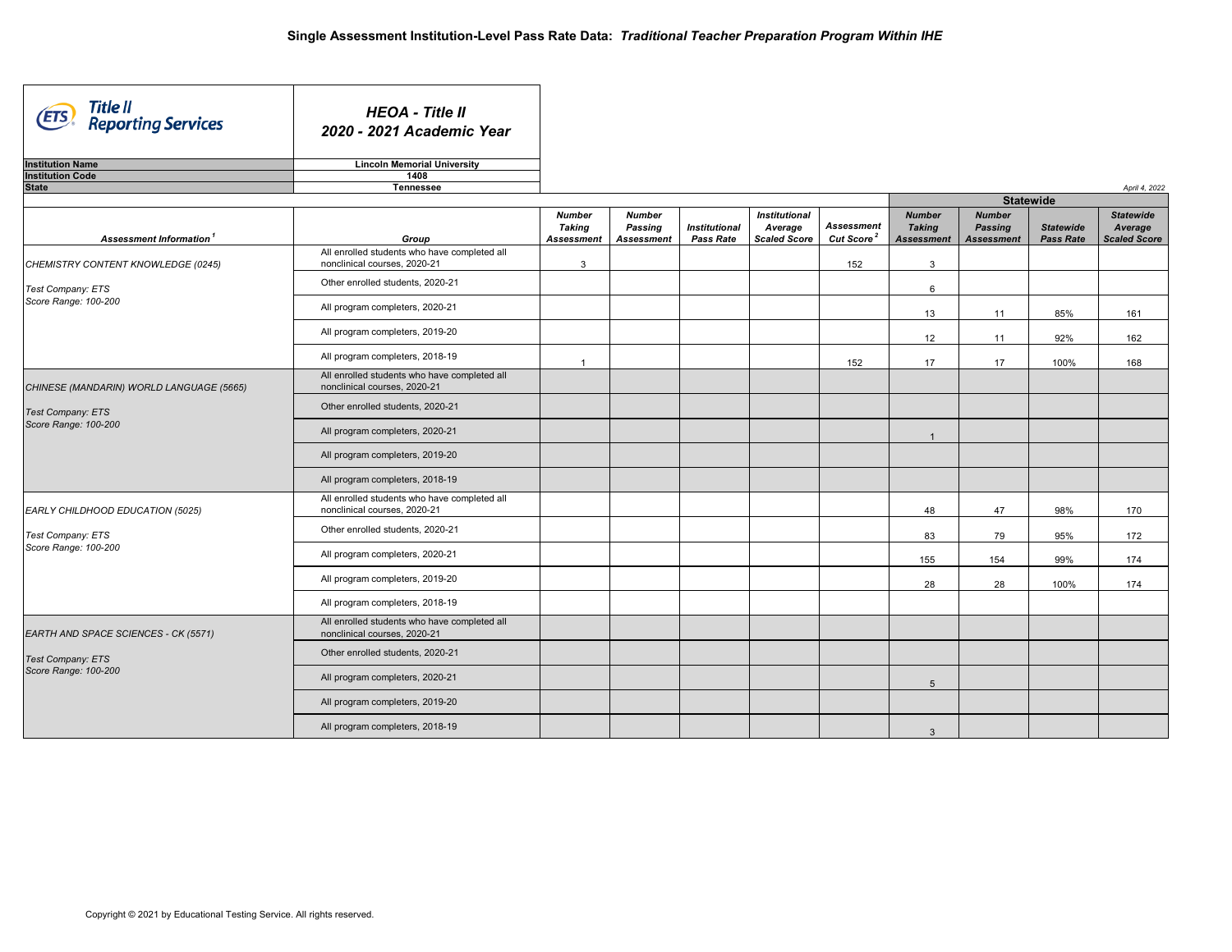# Single Assessment Institution-Level Pass Rate Data: *Traditional Teacher Preparation Program Within IHE*

**Title II Reporting Services**

***HEOA - Title II***
***2020 - 2021 Academic Year***

| | |
|---|---|
| **Institution Name** | **Lincoln Memorial University** |
| **Institution Code** | **1408** |
| **State** | **Tennessee** |

*April 4, 2022*

| Assessment Information[1] | Group | Number Taking Assessment | Number Passing Assessment | Institutional Pass Rate | Institutional Average Scaled Score | Assessment Cut Score[2] | Statewide Number Taking Assessment | Statewide Number Passing Assessment | Statewide Pass Rate | Statewide Average Scaled Score |
|---|---|---|---|---|---|---|---|---|---|---|
| CHEMISTRY CONTENT KNOWLEDGE (0245) Test Company: ETS Score Range: 100-200 | All enrolled students who have completed all nonclinical courses, 2020-21 | 3 | | | | 152 | 3 | | | |
| | Other enrolled students, 2020-21 | | | | | | 6 | | | |
| | All program completers, 2020-21 | | | | | | 13 | 11 | 85% | 161 |
| | All program completers, 2019-20 | | | | | | 12 | 11 | 92% | 162 |
| | All program completers, 2018-19 | 1 | | | | 152 | 17 | 17 | 100% | 168 |
| CHINESE (MANDARIN) WORLD LANGUAGE (5665) Test Company: ETS Score Range: 100-200 | All enrolled students who have completed all nonclinical courses, 2020-21 | | | | | | | | | |
| | Other enrolled students, 2020-21 | | | | | | | | | |
| | All program completers, 2020-21 | | | | | | 1 | | | |
| | All program completers, 2019-20 | | | | | | | | | |
| | All program completers, 2018-19 | | | | | | | | | |
| EARLY CHILDHOOD EDUCATION (5025) Test Company: ETS Score Range: 100-200 | All enrolled students who have completed all nonclinical courses, 2020-21 | | | | | | 48 | 47 | 98% | 170 |
| | Other enrolled students, 2020-21 | | | | | | 83 | 79 | 95% | 172 |
| | All program completers, 2020-21 | | | | | | 155 | 154 | 99% | 174 |
| | All program completers, 2019-20 | | | | | | 28 | 28 | 100% | 174 |
| | All program completers, 2018-19 | | | | | | | | | |
| EARTH AND SPACE SCIENCES - CK (5571) Test Company: ETS Score Range: 100-200 | All enrolled students who have completed all nonclinical courses, 2020-21 | | | | | | | | | |
| | Other enrolled students, 2020-21 | | | | | | | | | |
| | All program completers, 2020-21 | | | | | | 5 | | | |
| | All program completers, 2019-20 | | | | | | | | | |
| | All program completers, 2018-19 | | | | | | 3 | | | |

Copyright © 2021 by Educational Testing Service. All rights reserved.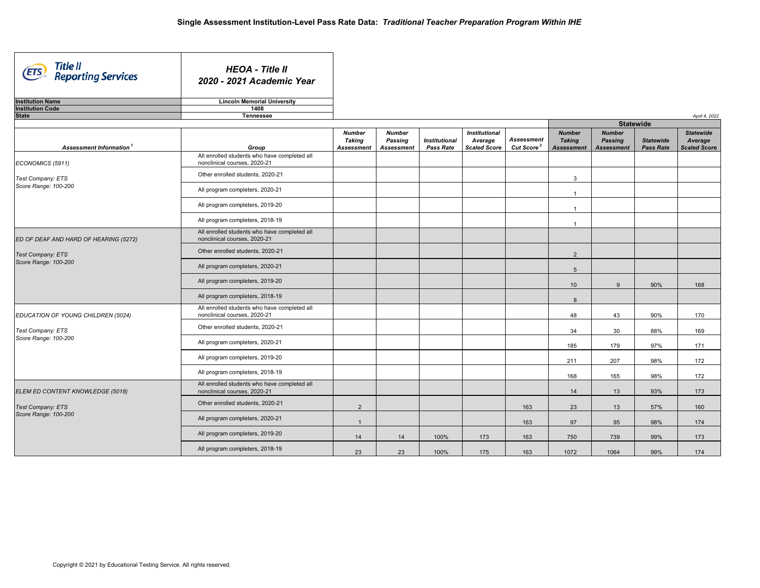# Single Assessment Institution-Level Pass Rate Data: *Traditional Teacher Preparation Program Within IHE*

**Title II Reporting Services**

***HEOA - Title II 2020 - 2021 Academic Year***

| | |
|---|---|
| **Institution Name** | **Lincoln Memorial University** |
| **Institution Code** | **1408** |
| **State** | **Tennessee** |

*April 4, 2022*

| Assessment Information[1] | Group | Number Taking Assessment | Number Passing Assessment | Institutional Pass Rate | Institutional Average Scaled Score | Assessment Cut Score[2] | Statewide Number Taking Assessment | Statewide Number Passing Assessment | Statewide Pass Rate | Statewide Average Scaled Score |
|---|---|---|---|---|---|---|---|---|---|---|
| ECONOMICS (5911) Test Company: ETS Score Range: 100-200 | All enrolled students who have completed all nonclinical courses, 2020-21 | | | | | | | | | |
| | Other enrolled students, 2020-21 | | | | | | 3 | | | |
| | All program completers, 2020-21 | | | | | | 1 | | | |
| | All program completers, 2019-20 | | | | | | 1 | | | |
| | All program completers, 2018-19 | | | | | | 1 | | | |
| ED OF DEAF AND HARD OF HEARING (5272) Test Company: ETS Score Range: 100-200 | All enrolled students who have completed all nonclinical courses, 2020-21 | | | | | | | | | |
| | Other enrolled students, 2020-21 | | | | | | 2 | | | |
| | All program completers, 2020-21 | | | | | | 5 | | | |
| | All program completers, 2019-20 | | | | | | 10 | 9 | 90% | 168 |
| | All program completers, 2018-19 | | | | | | 8 | | | |
| EDUCATION OF YOUNG CHILDREN (5024) Test Company: ETS Score Range: 100-200 | All enrolled students who have completed all nonclinical courses, 2020-21 | | | | | | 48 | 43 | 90% | 170 |
| | Other enrolled students, 2020-21 | | | | | | 34 | 30 | 88% | 169 |
| | All program completers, 2020-21 | | | | | | 185 | 179 | 97% | 171 |
| | All program completers, 2019-20 | | | | | | 211 | 207 | 98% | 172 |
| | All program completers, 2018-19 | | | | | | 168 | 165 | 98% | 172 |
| ELEM ED CONTENT KNOWLEDGE (5018) Test Company: ETS Score Range: 100-200 | All enrolled students who have completed all nonclinical courses, 2020-21 | | | | | | 14 | 13 | 93% | 173 |
| | Other enrolled students, 2020-21 | 2 | | | | 163 | 23 | 13 | 57% | 160 |
| | All program completers, 2020-21 | 1 | | | | 163 | 97 | 95 | 98% | 174 |
| | All program completers, 2019-20 | 14 | 14 | 100% | 173 | 163 | 750 | 739 | 99% | 173 |
| | All program completers, 2018-19 | 23 | 23 | 100% | 175 | 163 | 1072 | 1064 | 99% | 174 |

Copyright © 2021 by Educational Testing Service. All rights reserved.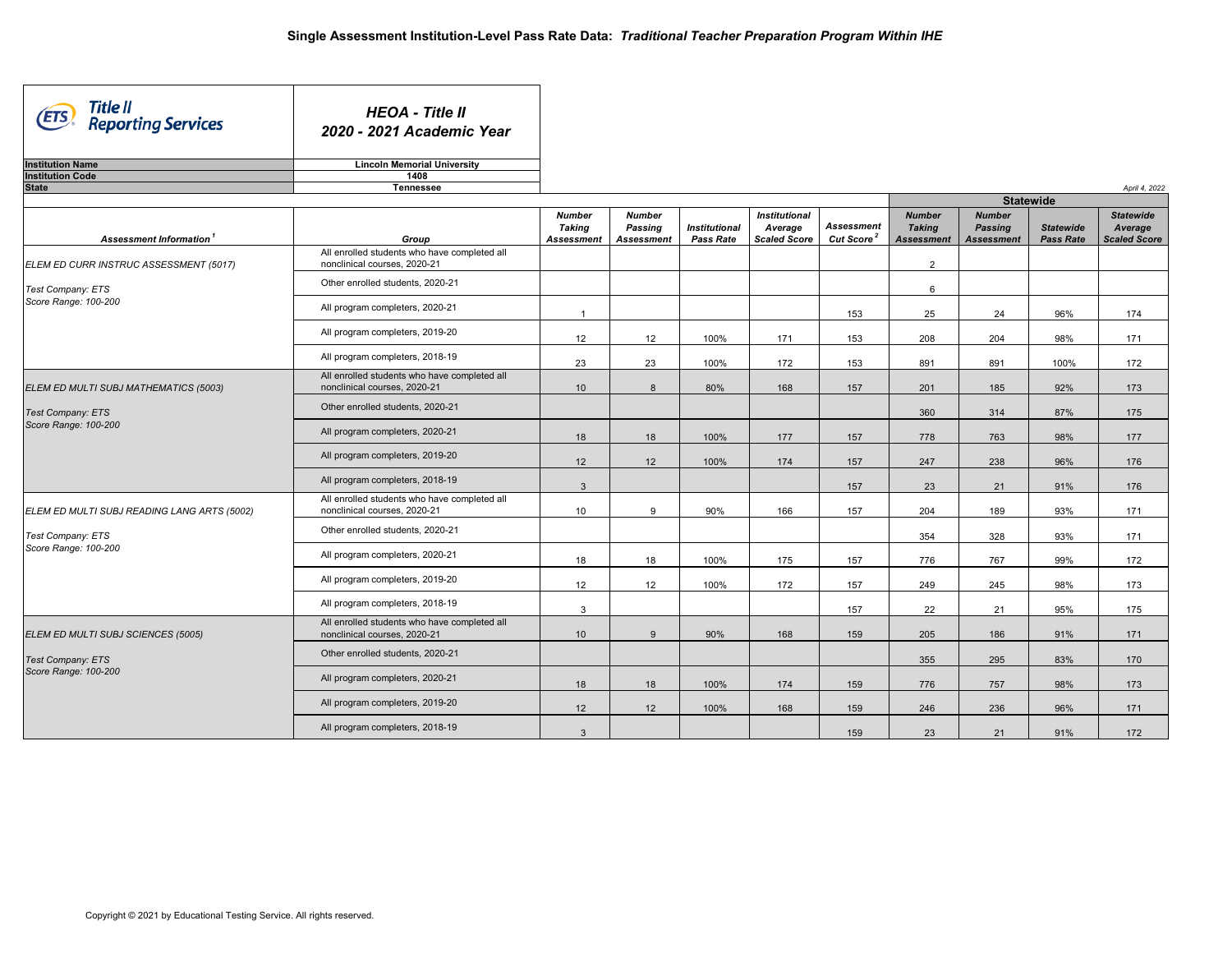# Single Assessment Institution-Level Pass Rate Data: *Traditional Teacher Preparation Program Within IHE*

**Title II Reporting Services**

***HEOA - Title II***
***2020 - 2021 Academic Year***

| | |
|---|---|
| **Institution Name** | **Lincoln Memorial University** |
| **Institution Code** | **1408** |
| **State** | **Tennessee** |

*April 4, 2022*

| Assessment Information[1] | Group | Number Taking Assessment | Number Passing Assessment | Institutional Pass Rate | Institutional Average Scaled Score | Assessment Cut Score[2] | Statewide Number Taking Assessment | Statewide Number Passing Assessment | Statewide Pass Rate | Statewide Average Scaled Score |
|---|---|---|---|---|---|---|---|---|---|---|
| ELEM ED CURR INSTRUC ASSESSMENT (5017) Test Company: ETS Score Range: 100-200 | All enrolled students who have completed all nonclinical courses, 2020-21 | | | | | | 2 | | | |
| | Other enrolled students, 2020-21 | | | | | | 6 | | | |
| | All program completers, 2020-21 | 1 | | | | 153 | 25 | 24 | 96% | 174 |
| | All program completers, 2019-20 | 12 | 12 | 100% | 171 | 153 | 208 | 204 | 98% | 171 |
| | All program completers, 2018-19 | 23 | 23 | 100% | 172 | 153 | 891 | 891 | 100% | 172 |
| ELEM ED MULTI SUBJ MATHEMATICS (5003) Test Company: ETS Score Range: 100-200 | All enrolled students who have completed all nonclinical courses, 2020-21 | 10 | 8 | 80% | 168 | 157 | 201 | 185 | 92% | 173 |
| | Other enrolled students, 2020-21 | | | | | | 360 | 314 | 87% | 175 |
| | All program completers, 2020-21 | 18 | 18 | 100% | 177 | 157 | 778 | 763 | 98% | 177 |
| | All program completers, 2019-20 | 12 | 12 | 100% | 174 | 157 | 247 | 238 | 96% | 176 |
| | All program completers, 2018-19 | 3 | | | | 157 | 23 | 21 | 91% | 176 |
| ELEM ED MULTI SUBJ READING LANG ARTS (5002) Test Company: ETS Score Range: 100-200 | All enrolled students who have completed all nonclinical courses, 2020-21 | 10 | 9 | 90% | 166 | 157 | 204 | 189 | 93% | 171 |
| | Other enrolled students, 2020-21 | | | | | | 354 | 328 | 93% | 171 |
| | All program completers, 2020-21 | 18 | 18 | 100% | 175 | 157 | 776 | 767 | 99% | 172 |
| | All program completers, 2019-20 | 12 | 12 | 100% | 172 | 157 | 249 | 245 | 98% | 173 |
| | All program completers, 2018-19 | 3 | | | | 157 | 22 | 21 | 95% | 175 |
| ELEM ED MULTI SUBJ SCIENCES (5005) Test Company: ETS Score Range: 100-200 | All enrolled students who have completed all nonclinical courses, 2020-21 | 10 | 9 | 90% | 168 | 159 | 205 | 186 | 91% | 171 |
| | Other enrolled students, 2020-21 | | | | | | 355 | 295 | 83% | 170 |
| | All program completers, 2020-21 | 18 | 18 | 100% | 174 | 159 | 776 | 757 | 98% | 173 |
| | All program completers, 2019-20 | 12 | 12 | 100% | 168 | 159 | 246 | 236 | 96% | 171 |
| | All program completers, 2018-19 | 3 | | | | 159 | 23 | 21 | 91% | 172 |

Copyright © 2021 by Educational Testing Service. All rights reserved.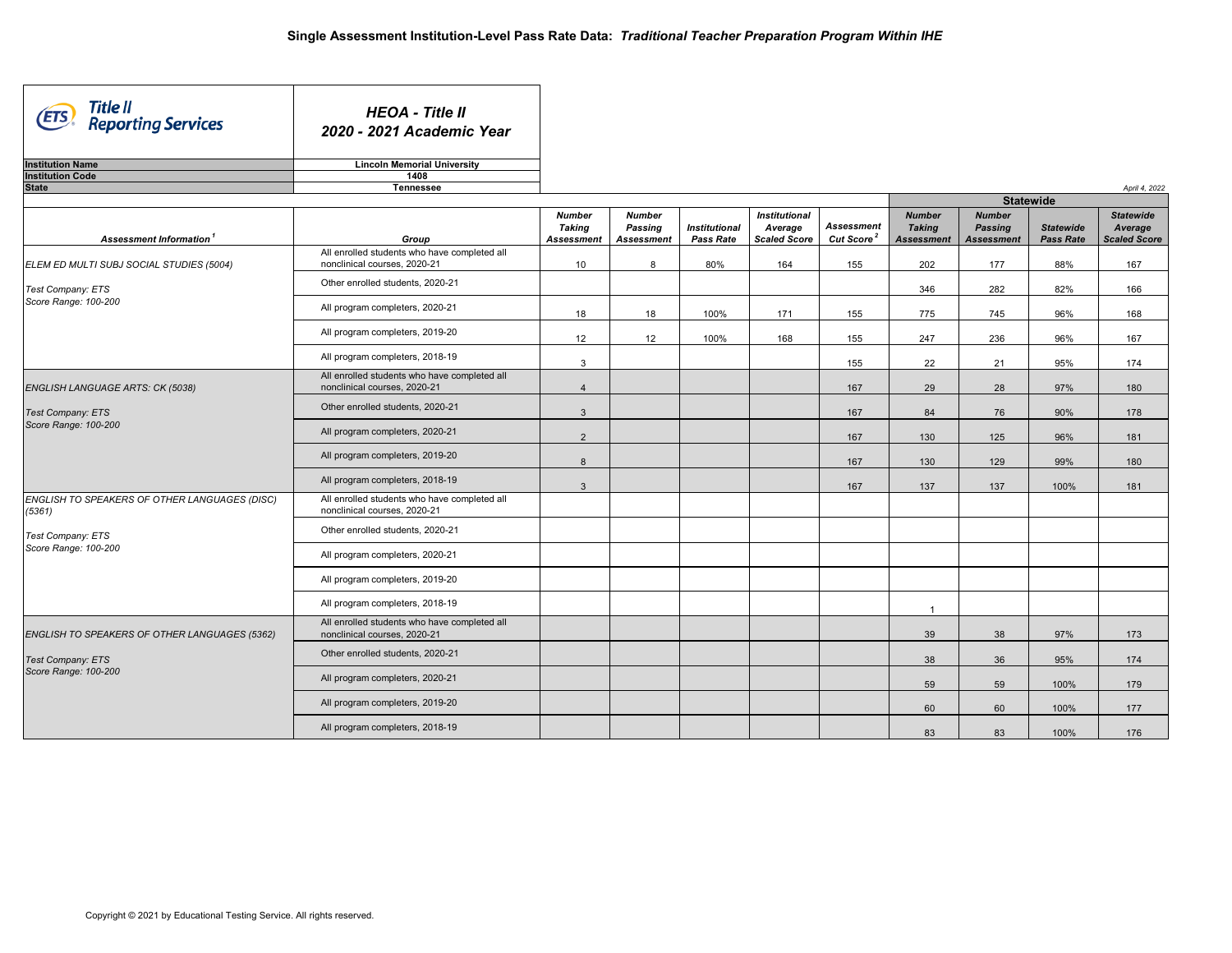# Single Assessment Institution-Level Pass Rate Data: *Traditional Teacher Preparation Program Within IHE*

**Title II Reporting Services**

***HEOA - Title II***
***2020 - 2021 Academic Year***

| | |
|---|---|
| **Institution Name** | **Lincoln Memorial University** |
| **Institution Code** | **1408** |
| **State** | **Tennessee** |

*April 4, 2022*

| Assessment Information[1] | Group | Number Taking Assessment | Number Passing Assessment | Institutional Pass Rate | Institutional Average Scaled Score | Assessment Cut Score[2] | Statewide Number Taking Assessment | Statewide Number Passing Assessment | Statewide Pass Rate | Statewide Average Scaled Score |
|---|---|---|---|---|---|---|---|---|---|---|
| ELEM ED MULTI SUBJ SOCIAL STUDIES (5004) | All enrolled students who have completed all nonclinical courses, 2020-21 | 10 | 8 | 80% | 164 | 155 | 202 | 177 | 88% | 167 |
| Test Company: ETS | Other enrolled students, 2020-21 | | | | | | 346 | 282 | 82% | 166 |
| Score Range: 100-200 | All program completers, 2020-21 | 18 | 18 | 100% | 171 | 155 | 775 | 745 | 96% | 168 |
| | All program completers, 2019-20 | 12 | 12 | 100% | 168 | 155 | 247 | 236 | 96% | 167 |
| | All program completers, 2018-19 | 3 | | | | 155 | 22 | 21 | 95% | 174 |
| ENGLISH LANGUAGE ARTS: CK (5038) | All enrolled students who have completed all nonclinical courses, 2020-21 | 4 | | | | 167 | 29 | 28 | 97% | 180 |
| Test Company: ETS | Other enrolled students, 2020-21 | 3 | | | | 167 | 84 | 76 | 90% | 178 |
| Score Range: 100-200 | All program completers, 2020-21 | 2 | | | | 167 | 130 | 125 | 96% | 181 |
| | All program completers, 2019-20 | 8 | | | | 167 | 130 | 129 | 99% | 180 |
| | All program completers, 2018-19 | 3 | | | | 167 | 137 | 137 | 100% | 181 |
| ENGLISH TO SPEAKERS OF OTHER LANGUAGES (DISC) (5361) | All enrolled students who have completed all nonclinical courses, 2020-21 | | | | | | | | | |
| Test Company: ETS | Other enrolled students, 2020-21 | | | | | | | | | |
| Score Range: 100-200 | All program completers, 2020-21 | | | | | | | | | |
| | All program completers, 2019-20 | | | | | | | | | |
| | All program completers, 2018-19 | | | | | | 1 | | | |
| ENGLISH TO SPEAKERS OF OTHER LANGUAGES (5362) | All enrolled students who have completed all nonclinical courses, 2020-21 | | | | | | 39 | 38 | 97% | 173 |
| Test Company: ETS | Other enrolled students, 2020-21 | | | | | | 38 | 36 | 95% | 174 |
| Score Range: 100-200 | All program completers, 2020-21 | | | | | | 59 | 59 | 100% | 179 |
| | All program completers, 2019-20 | | | | | | 60 | 60 | 100% | 177 |
| | All program completers, 2018-19 | | | | | | 83 | 83 | 100% | 176 |

Copyright © 2021 by Educational Testing Service. All rights reserved.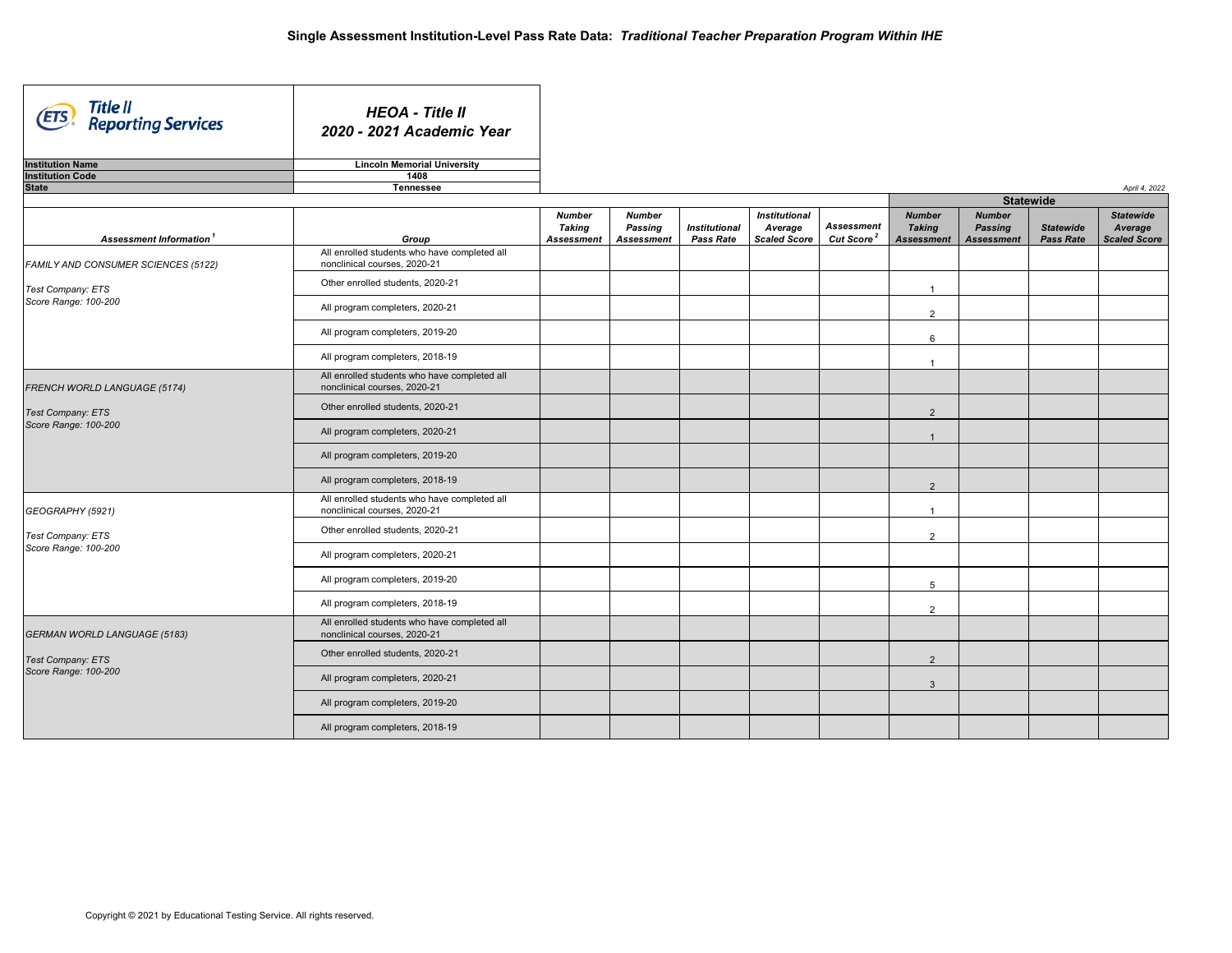# Single Assessment Institution-Level Pass Rate Data: *Traditional Teacher Preparation Program Within IHE*

**HEOA - Title II**
**2020 - 2021 Academic Year**

| | |
|---|---|
| **Institution Name** | **Lincoln Memorial University** |
| **Institution Code** | **1408** |
| **State** | **Tennessee** |

*April 4, 2022*

| Assessment Information[1] | Group | Number Taking Assessment | Number Passing Assessment | Institutional Pass Rate | Institutional Average Scaled Score | Assessment Cut Score[2] | Statewide Number Taking Assessment | Statewide Number Passing Assessment | Statewide Pass Rate | Statewide Average Scaled Score |
|---|---|---|---|---|---|---|---|---|---|---|
| FAMILY AND CONSUMER SCIENCES (5122)<br>Test Company: ETS<br>Score Range: 100-200 | All enrolled students who have completed all nonclinical courses, 2020-21 | | | | | | | | | |
| | Other enrolled students, 2020-21 | | | | | | 1 | | | |
| | All program completers, 2020-21 | | | | | | 2 | | | |
| | All program completers, 2019-20 | | | | | | 6 | | | |
| | All program completers, 2018-19 | | | | | | 1 | | | |
| FRENCH WORLD LANGUAGE (5174)<br>Test Company: ETS<br>Score Range: 100-200 | All enrolled students who have completed all nonclinical courses, 2020-21 | | | | | | | | | |
| | Other enrolled students, 2020-21 | | | | | | 2 | | | |
| | All program completers, 2020-21 | | | | | | 1 | | | |
| | All program completers, 2019-20 | | | | | | | | | |
| | All program completers, 2018-19 | | | | | | 2 | | | |
| GEOGRAPHY (5921)<br>Test Company: ETS<br>Score Range: 100-200 | All enrolled students who have completed all nonclinical courses, 2020-21 | | | | | | 1 | | | |
| | Other enrolled students, 2020-21 | | | | | | 2 | | | |
| | All program completers, 2020-21 | | | | | | | | | |
| | All program completers, 2019-20 | | | | | | 5 | | | |
| | All program completers, 2018-19 | | | | | | 2 | | | |
| GERMAN WORLD LANGUAGE (5183)<br>Test Company: ETS<br>Score Range: 100-200 | All enrolled students who have completed all nonclinical courses, 2020-21 | | | | | | | | | |
| | Other enrolled students, 2020-21 | | | | | | 2 | | | |
| | All program completers, 2020-21 | | | | | | 3 | | | |
| | All program completers, 2019-20 | | | | | | | | | |
| | All program completers, 2018-19 | | | | | | | | | |

Copyright © 2021 by Educational Testing Service. All rights reserved.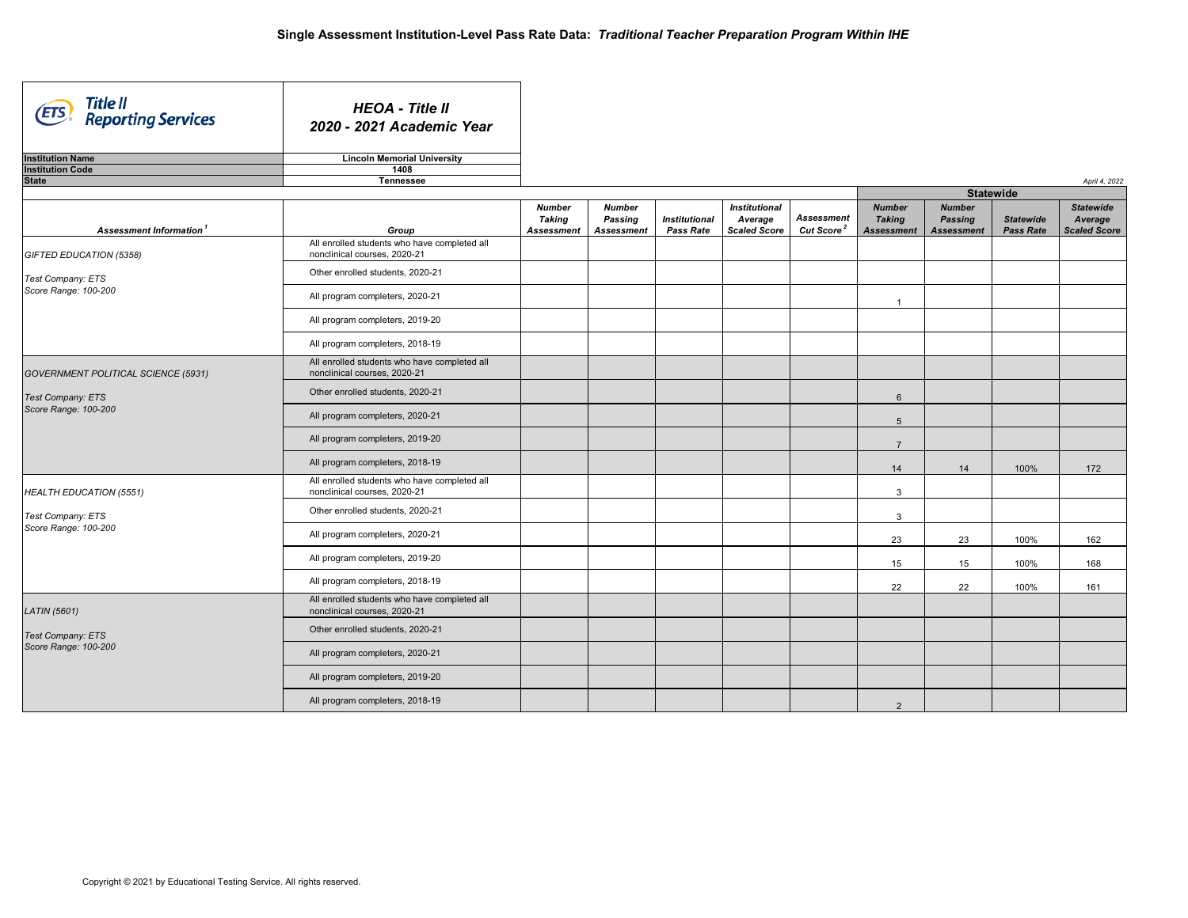# Single Assessment Institution-Level Pass Rate Data: *Traditional Teacher Preparation Program Within IHE*

**Title II Reporting Services**

***HEOA - Title II***
***2020 - 2021 Academic Year***

| | |
|---|---|
| **Institution Name** | **Lincoln Memorial University** |
| **Institution Code** | **1408** |
| **State** | **Tennessee** |

*April 4, 2022*

| Assessment Information[1] | Group | Number Taking Assessment | Number Passing Assessment | Institutional Pass Rate | Institutional Average Scaled Score | Assessment Cut Score[2] | Statewide: Number Taking Assessment | Statewide: Number Passing Assessment | Statewide: Statewide Pass Rate | Statewide: Statewide Average Scaled Score |
|---|---|---|---|---|---|---|---|---|---|---|
| GIFTED EDUCATION (5358)<br>Test Company: ETS<br>Score Range: 100-200 | All enrolled students who have completed all nonclinical courses, 2020-21 | | | | | | | | | |
| | Other enrolled students, 2020-21 | | | | | | | | | |
| | All program completers, 2020-21 | | | | | | 1 | | | |
| | All program completers, 2019-20 | | | | | | | | | |
| | All program completers, 2018-19 | | | | | | | | | |
| GOVERNMENT POLITICAL SCIENCE (5931)<br>Test Company: ETS<br>Score Range: 100-200 | All enrolled students who have completed all nonclinical courses, 2020-21 | | | | | | | | | |
| | Other enrolled students, 2020-21 | | | | | | 6 | | | |
| | All program completers, 2020-21 | | | | | | 5 | | | |
| | All program completers, 2019-20 | | | | | | 7 | | | |
| | All program completers, 2018-19 | | | | | | 14 | 14 | 100% | 172 |
| HEALTH EDUCATION (5551)<br>Test Company: ETS<br>Score Range: 100-200 | All enrolled students who have completed all nonclinical courses, 2020-21 | | | | | | 3 | | | |
| | Other enrolled students, 2020-21 | | | | | | 3 | | | |
| | All program completers, 2020-21 | | | | | | 23 | 23 | 100% | 162 |
| | All program completers, 2019-20 | | | | | | 15 | 15 | 100% | 168 |
| | All program completers, 2018-19 | | | | | | 22 | 22 | 100% | 161 |
| LATIN (5601)<br>Test Company: ETS<br>Score Range: 100-200 | All enrolled students who have completed all nonclinical courses, 2020-21 | | | | | | | | | |
| | Other enrolled students, 2020-21 | | | | | | | | | |
| | All program completers, 2020-21 | | | | | | | | | |
| | All program completers, 2019-20 | | | | | | | | | |
| | All program completers, 2018-19 | | | | | | 2 | | | |

Copyright © 2021 by Educational Testing Service. All rights reserved.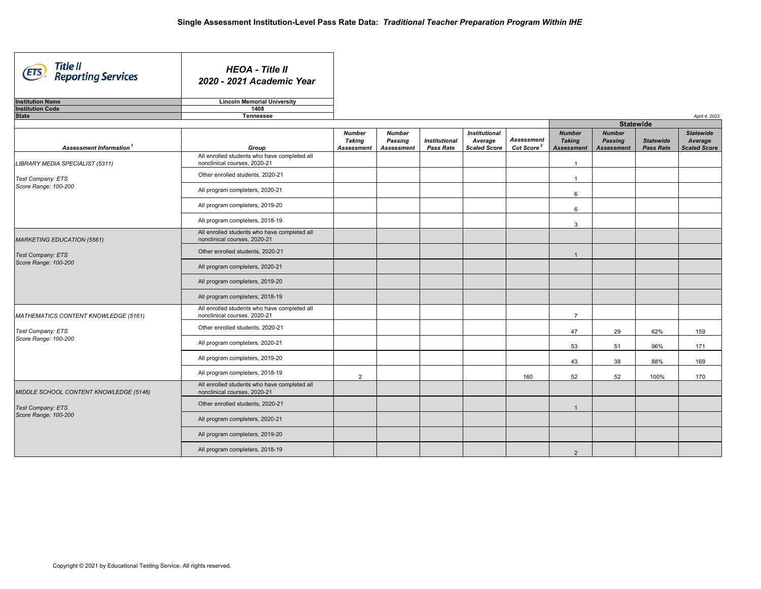# Single Assessment Institution-Level Pass Rate Data: *Traditional Teacher Preparation Program Within IHE*

**Title II Reporting Services**

***HEOA - Title II***
***2020 - 2021 Academic Year***

| | |
|---|---|
| **Institution Name** | **Lincoln Memorial University** |
| **Institution Code** | **1408** |
| **State** | **Tennessee** |

*April 4, 2022*

| Assessment Information[1] | Group | Number Taking Assessment | Number Passing Assessment | Institutional Pass Rate | Institutional Average Scaled Score | Assessment Cut Score[2] | Statewide Number Taking Assessment | Statewide Number Passing Assessment | Statewide Pass Rate | Statewide Average Scaled Score |
|---|---|---|---|---|---|---|---|---|---|---|
| *LIBRARY MEDIA SPECIALIST (5311)* *Test Company: ETS* *Score Range: 100-200* | All enrolled students who have completed all nonclinical courses, 2020-21 | | | | | | 1 | | | |
| | Other enrolled students, 2020-21 | | | | | | 1 | | | |
| | All program completers, 2020-21 | | | | | | 6 | | | |
| | All program completers, 2019-20 | | | | | | 6 | | | |
| | All program completers, 2018-19 | | | | | | 3 | | | |
| *MARKETING EDUCATION (5561)* *Test Company: ETS* *Score Range: 100-200* | All enrolled students who have completed all nonclinical courses, 2020-21 | | | | | | | | | |
| | Other enrolled students, 2020-21 | | | | | | 1 | | | |
| | All program completers, 2020-21 | | | | | | | | | |
| | All program completers, 2019-20 | | | | | | | | | |
| | All program completers, 2018-19 | | | | | | | | | |
| *MATHEMATICS CONTENT KNOWLEDGE (5161)* *Test Company: ETS* *Score Range: 100-200* | All enrolled students who have completed all nonclinical courses, 2020-21 | | | | | | 7 | | | |
| | Other enrolled students, 2020-21 | | | | | | 47 | 29 | 62% | 159 |
| | All program completers, 2020-21 | | | | | | 53 | 51 | 96% | 171 |
| | All program completers, 2019-20 | | | | | | 43 | 38 | 88% | 169 |
| | All program completers, 2018-19 | 2 | | | | 160 | 52 | 52 | 100% | 170 |
| *MIDDLE SCHOOL CONTENT KNOWLEDGE (5146)* *Test Company: ETS* *Score Range: 100-200* | All enrolled students who have completed all nonclinical courses, 2020-21 | | | | | | | | | |
| | Other enrolled students, 2020-21 | | | | | | 1 | | | |
| | All program completers, 2020-21 | | | | | | | | | |
| | All program completers, 2019-20 | | | | | | | | | |
| | All program completers, 2018-19 | | | | | | 2 | | | |

Copyright © 2021 by Educational Testing Service. All rights reserved.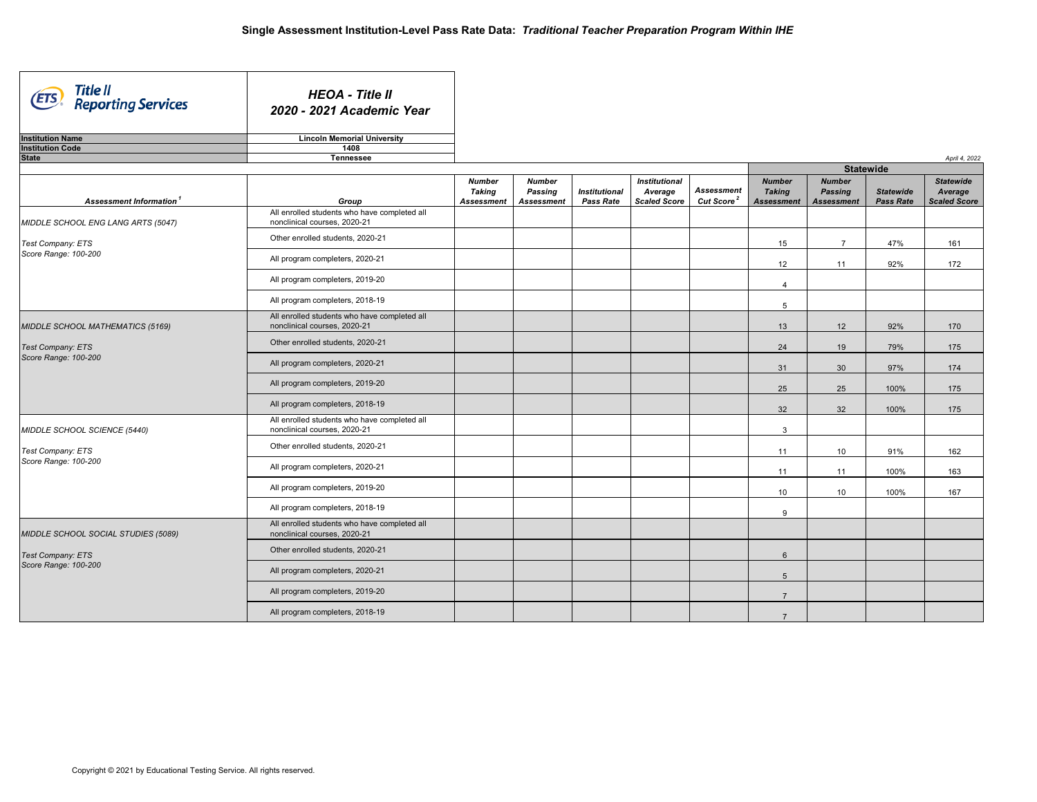# Single Assessment Institution-Level Pass Rate Data: *Traditional Teacher Preparation Program Within IHE*

**Title II Reporting Services**

***HEOA - Title II 2020 - 2021 Academic Year***

| | |
|---|---|
| **Institution Name** | **Lincoln Memorial University** |
| **Institution Code** | **1408** |
| **State** | **Tennessee** |

*April 4, 2022*

| Assessment Information[1] | Group | Number Taking Assessment | Number Passing Assessment | Institutional Pass Rate | Institutional Average Scaled Score | Assessment Cut Score[2] | Statewide Number Taking Assessment | Statewide Number Passing Assessment | Statewide Pass Rate | Statewide Average Scaled Score |
|---|---|---|---|---|---|---|---|---|---|---|
| *MIDDLE SCHOOL ENG LANG ARTS (5047)* | All enrolled students who have completed all nonclinical courses, 2020-21 | | | | | | | | | |
| *Test Company: ETS* *Score Range: 100-200* | Other enrolled students, 2020-21 | | | | | | 15 | 7 | 47% | 161 |
| | All program completers, 2020-21 | | | | | | 12 | 11 | 92% | 172 |
| | All program completers, 2019-20 | | | | | | 4 | | | |
| | All program completers, 2018-19 | | | | | | 5 | | | |
| *MIDDLE SCHOOL MATHEMATICS (5169)* | All enrolled students who have completed all nonclinical courses, 2020-21 | | | | | | 13 | 12 | 92% | 170 |
| *Test Company: ETS* *Score Range: 100-200* | Other enrolled students, 2020-21 | | | | | | 24 | 19 | 79% | 175 |
| | All program completers, 2020-21 | | | | | | 31 | 30 | 97% | 174 |
| | All program completers, 2019-20 | | | | | | 25 | 25 | 100% | 175 |
| | All program completers, 2018-19 | | | | | | 32 | 32 | 100% | 175 |
| *MIDDLE SCHOOL SCIENCE (5440)* | All enrolled students who have completed all nonclinical courses, 2020-21 | | | | | | 3 | | | |
| *Test Company: ETS* *Score Range: 100-200* | Other enrolled students, 2020-21 | | | | | | 11 | 10 | 91% | 162 |
| | All program completers, 2020-21 | | | | | | 11 | 11 | 100% | 163 |
| | All program completers, 2019-20 | | | | | | 10 | 10 | 100% | 167 |
| | All program completers, 2018-19 | | | | | | 9 | | | |
| *MIDDLE SCHOOL SOCIAL STUDIES (5089)* | All enrolled students who have completed all nonclinical courses, 2020-21 | | | | | | | | | |
| *Test Company: ETS* *Score Range: 100-200* | Other enrolled students, 2020-21 | | | | | | 6 | | | |
| | All program completers, 2020-21 | | | | | | 5 | | | |
| | All program completers, 2019-20 | | | | | | 7 | | | |
| | All program completers, 2018-19 | | | | | | 7 | | | |

Copyright © 2021 by Educational Testing Service. All rights reserved.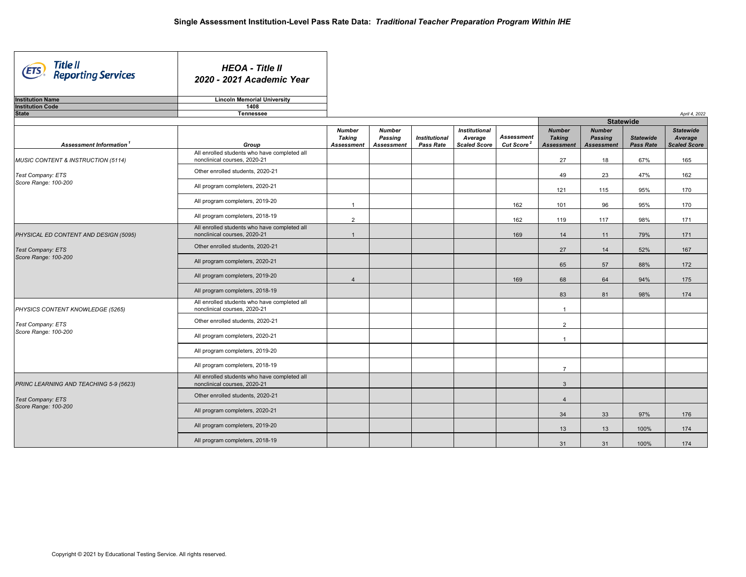# Single Assessment Institution-Level Pass Rate Data: *Traditional Teacher Preparation Program Within IHE*

**Title II Reporting Services**

***HEOA - Title II***
***2020 - 2021 Academic Year***

| | |
|---|---|
| **Institution Name** | **Lincoln Memorial University** |
| **Institution Code** | **1408** |
| **State** | **Tennessee** |

*April 4, 2022*

| Assessment Information[1] | Group | Number Taking Assessment | Number Passing Assessment | Institutional Pass Rate | Institutional Average Scaled Score | Assessment Cut Score[2] | Statewide Number Taking Assessment | Statewide Number Passing Assessment | Statewide Pass Rate | Statewide Average Scaled Score |
|---|---|---|---|---|---|---|---|---|---|---|
| *MUSIC CONTENT & INSTRUCTION (5114)* | All enrolled students who have completed all nonclinical courses, 2020-21 | | | | | | 27 | 18 | 67% | 165 |
| *Test Company: ETS* | Other enrolled students, 2020-21 | | | | | | 49 | 23 | 47% | 162 |
| *Score Range: 100-200* | All program completers, 2020-21 | | | | | | 121 | 115 | 95% | 170 |
| | All program completers, 2019-20 | 1 | | | | 162 | 101 | 96 | 95% | 170 |
| | All program completers, 2018-19 | 2 | | | | 162 | 119 | 117 | 98% | 171 |
| *PHYSICAL ED CONTENT AND DESIGN (5095)* | All enrolled students who have completed all nonclinical courses, 2020-21 | 1 | | | | 169 | 14 | 11 | 79% | 171 |
| *Test Company: ETS* | Other enrolled students, 2020-21 | | | | | | 27 | 14 | 52% | 167 |
| *Score Range: 100-200* | All program completers, 2020-21 | | | | | | 65 | 57 | 88% | 172 |
| | All program completers, 2019-20 | 4 | | | | 169 | 68 | 64 | 94% | 175 |
| | All program completers, 2018-19 | | | | | | 83 | 81 | 98% | 174 |
| *PHYSICS CONTENT KNOWLEDGE (5265)* | All enrolled students who have completed all nonclinical courses, 2020-21 | | | | | | 1 | | | |
| *Test Company: ETS* | Other enrolled students, 2020-21 | | | | | | 2 | | | |
| *Score Range: 100-200* | All program completers, 2020-21 | | | | | | 1 | | | |
| | All program completers, 2019-20 | | | | | | | | | |
| | All program completers, 2018-19 | | | | | | 7 | | | |
| *PRINC LEARNING AND TEACHING 5-9 (5623)* | All enrolled students who have completed all nonclinical courses, 2020-21 | | | | | | 3 | | | |
| *Test Company: ETS* | Other enrolled students, 2020-21 | | | | | | 4 | | | |
| *Score Range: 100-200* | All program completers, 2020-21 | | | | | | 34 | 33 | 97% | 176 |
| | All program completers, 2019-20 | | | | | | 13 | 13 | 100% | 174 |
| | All program completers, 2018-19 | | | | | | 31 | 31 | 100% | 174 |

Copyright © 2021 by Educational Testing Service. All rights reserved.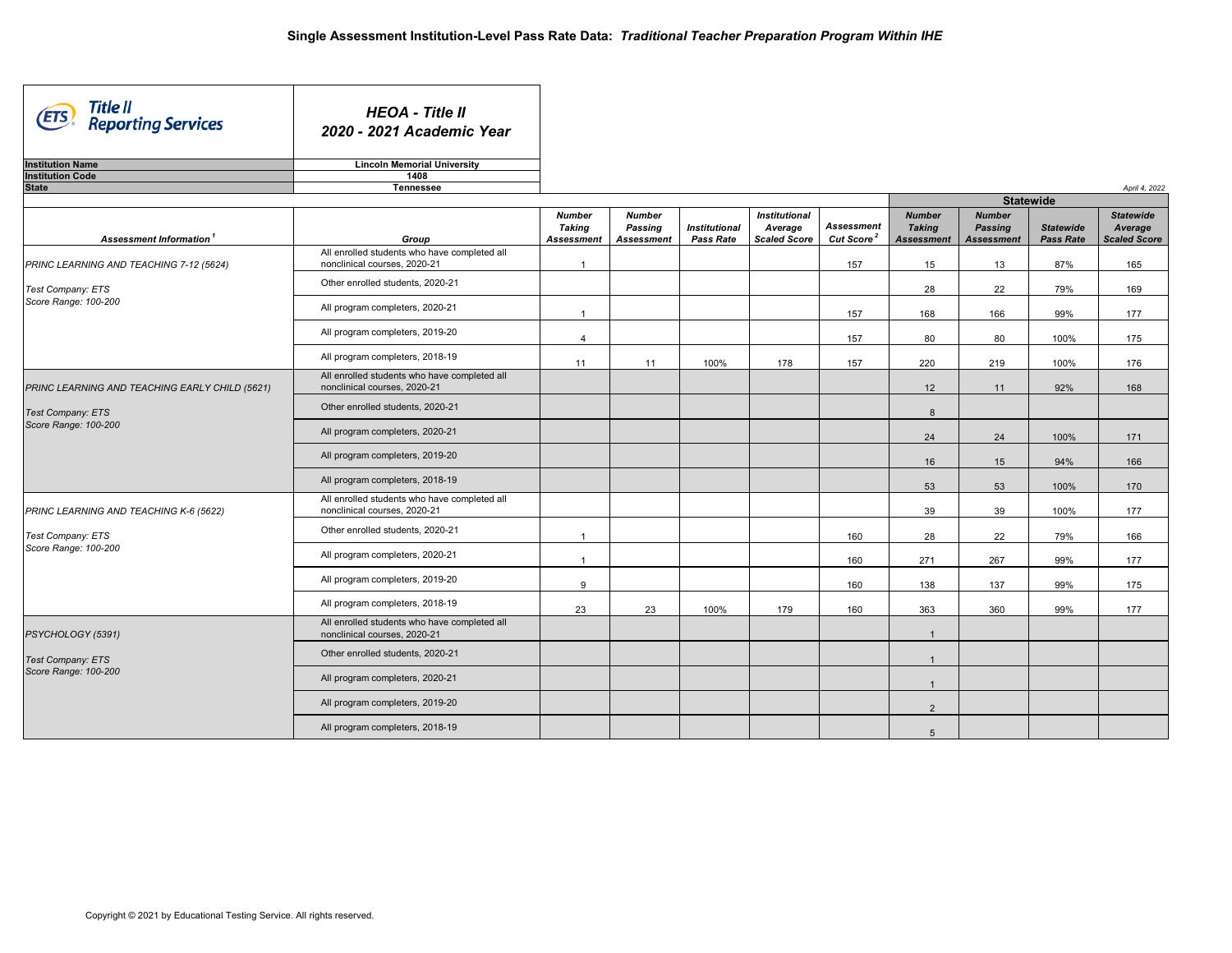# Single Assessment Institution-Level Pass Rate Data: *Traditional Teacher Preparation Program Within IHE*

**Title II Reporting Services**

***HEOA - Title II***
***2020 - 2021 Academic Year***

| | |
|---|---|
| **Institution Name** | **Lincoln Memorial University** |
| **Institution Code** | **1408** |
| **State** | **Tennessee** |

*April 4, 2022*

| Assessment Information[1] | Group | Number Taking Assessment | Number Passing Assessment | Institutional Pass Rate | Institutional Average Scaled Score | Assessment Cut Score[2] | Statewide Number Taking Assessment | Statewide Number Passing Assessment | Statewide Pass Rate | Statewide Average Scaled Score |
|---|---|---|---|---|---|---|---|---|---|---|
| PRINC LEARNING AND TEACHING 7-12 (5624) | All enrolled students who have completed all nonclinical courses, 2020-21 | 1 | | | | 157 | 15 | 13 | 87% | 165 |
| Test Company: ETS Score Range: 100-200 | Other enrolled students, 2020-21 | | | | | | 28 | 22 | 79% | 169 |
| | All program completers, 2020-21 | 1 | | | | 157 | 168 | 166 | 99% | 177 |
| | All program completers, 2019-20 | 4 | | | | 157 | 80 | 80 | 100% | 175 |
| | All program completers, 2018-19 | 11 | 11 | 100% | 178 | 157 | 220 | 219 | 100% | 176 |
| PRINC LEARNING AND TEACHING EARLY CHILD (5621) | All enrolled students who have completed all nonclinical courses, 2020-21 | | | | | | 12 | 11 | 92% | 168 |
| Test Company: ETS Score Range: 100-200 | Other enrolled students, 2020-21 | | | | | | 8 | | | |
| | All program completers, 2020-21 | | | | | | 24 | 24 | 100% | 171 |
| | All program completers, 2019-20 | | | | | | 16 | 15 | 94% | 166 |
| | All program completers, 2018-19 | | | | | | 53 | 53 | 100% | 170 |
| PRINC LEARNING AND TEACHING K-6 (5622) | All enrolled students who have completed all nonclinical courses, 2020-21 | | | | | | 39 | 39 | 100% | 177 |
| Test Company: ETS Score Range: 100-200 | Other enrolled students, 2020-21 | 1 | | | | 160 | 28 | 22 | 79% | 166 |
| | All program completers, 2020-21 | 1 | | | | 160 | 271 | 267 | 99% | 177 |
| | All program completers, 2019-20 | 9 | | | | 160 | 138 | 137 | 99% | 175 |
| | All program completers, 2018-19 | 23 | 23 | 100% | 179 | 160 | 363 | 360 | 99% | 177 |
| PSYCHOLOGY (5391) | All enrolled students who have completed all nonclinical courses, 2020-21 | | | | | | 1 | | | |
| Test Company: ETS Score Range: 100-200 | Other enrolled students, 2020-21 | | | | | | 1 | | | |
| | All program completers, 2020-21 | | | | | | 1 | | | |
| | All program completers, 2019-20 | | | | | | 2 | | | |
| | All program completers, 2018-19 | | | | | | 5 | | | |

Copyright © 2021 by Educational Testing Service. All rights reserved.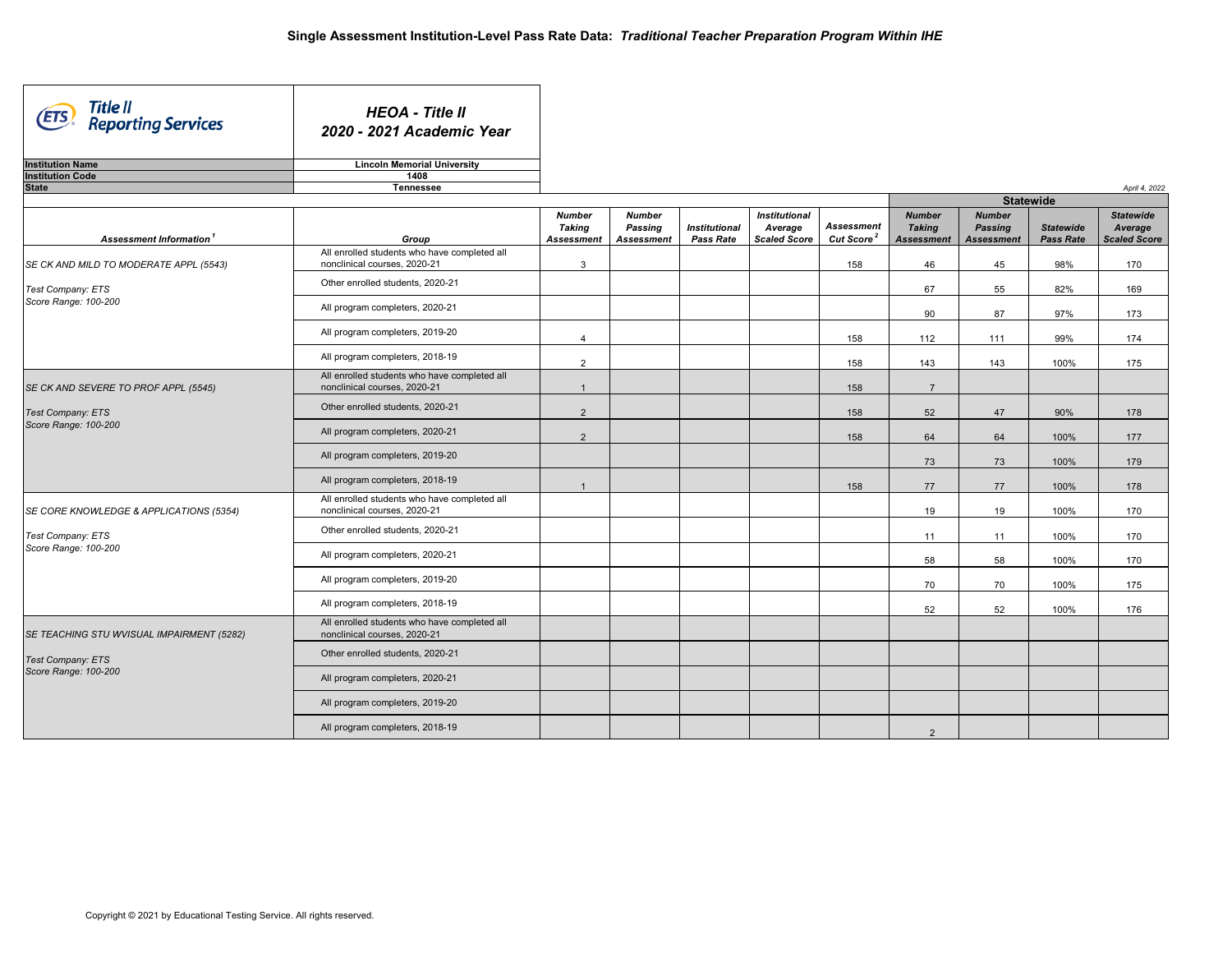# Single Assessment Institution-Level Pass Rate Data: *Traditional Teacher Preparation Program Within IHE*

**Title II Reporting Services**

***HEOA - Title II***
***2020 - 2021 Academic Year***

| | |
|---|---|
| **Institution Name** | **Lincoln Memorial University** |
| **Institution Code** | **1408** |
| **State** | **Tennessee** |

*April 4, 2022*

| Assessment Information[1] | Group | Number Taking Assessment | Number Passing Assessment | Institutional Pass Rate | Institutional Average Scaled Score | Assessment Cut Score[2] | Statewide Number Taking Assessment | Statewide Number Passing Assessment | Statewide Pass Rate | Statewide Average Scaled Score |
|---|---|---|---|---|---|---|---|---|---|---|
| *SE CK AND MILD TO MODERATE APPL (5543)* | All enrolled students who have completed all nonclinical courses, 2020-21 | 3 | | | | 158 | 46 | 45 | 98% | 170 |
| *Test Company: ETS* | Other enrolled students, 2020-21 | | | | | | 67 | 55 | 82% | 169 |
| *Score Range: 100-200* | All program completers, 2020-21 | | | | | | 90 | 87 | 97% | 173 |
| | All program completers, 2019-20 | 4 | | | | 158 | 112 | 111 | 99% | 174 |
| | All program completers, 2018-19 | 2 | | | | 158 | 143 | 143 | 100% | 175 |
| *SE CK AND SEVERE TO PROF APPL (5545)* | All enrolled students who have completed all nonclinical courses, 2020-21 | 1 | | | | 158 | 7 | | | |
| *Test Company: ETS* | Other enrolled students, 2020-21 | 2 | | | | 158 | 52 | 47 | 90% | 178 |
| *Score Range: 100-200* | All program completers, 2020-21 | 2 | | | | 158 | 64 | 64 | 100% | 177 |
| | All program completers, 2019-20 | | | | | | 73 | 73 | 100% | 179 |
| | All program completers, 2018-19 | 1 | | | | 158 | 77 | 77 | 100% | 178 |
| *SE CORE KNOWLEDGE & APPLICATIONS (5354)* | All enrolled students who have completed all nonclinical courses, 2020-21 | | | | | | 19 | 19 | 100% | 170 |
| *Test Company: ETS* | Other enrolled students, 2020-21 | | | | | | 11 | 11 | 100% | 170 |
| *Score Range: 100-200* | All program completers, 2020-21 | | | | | | 58 | 58 | 100% | 170 |
| | All program completers, 2019-20 | | | | | | 70 | 70 | 100% | 175 |
| | All program completers, 2018-19 | | | | | | 52 | 52 | 100% | 176 |
| *SE TEACHING STU WVISUAL IMPAIRMENT (5282)* | All enrolled students who have completed all nonclinical courses, 2020-21 | | | | | | | | | |
| *Test Company: ETS* | Other enrolled students, 2020-21 | | | | | | | | | |
| *Score Range: 100-200* | All program completers, 2020-21 | | | | | | | | | |
| | All program completers, 2019-20 | | | | | | | | | |
| | All program completers, 2018-19 | | | | | | 2 | | | |

Copyright © 2021 by Educational Testing Service. All rights reserved.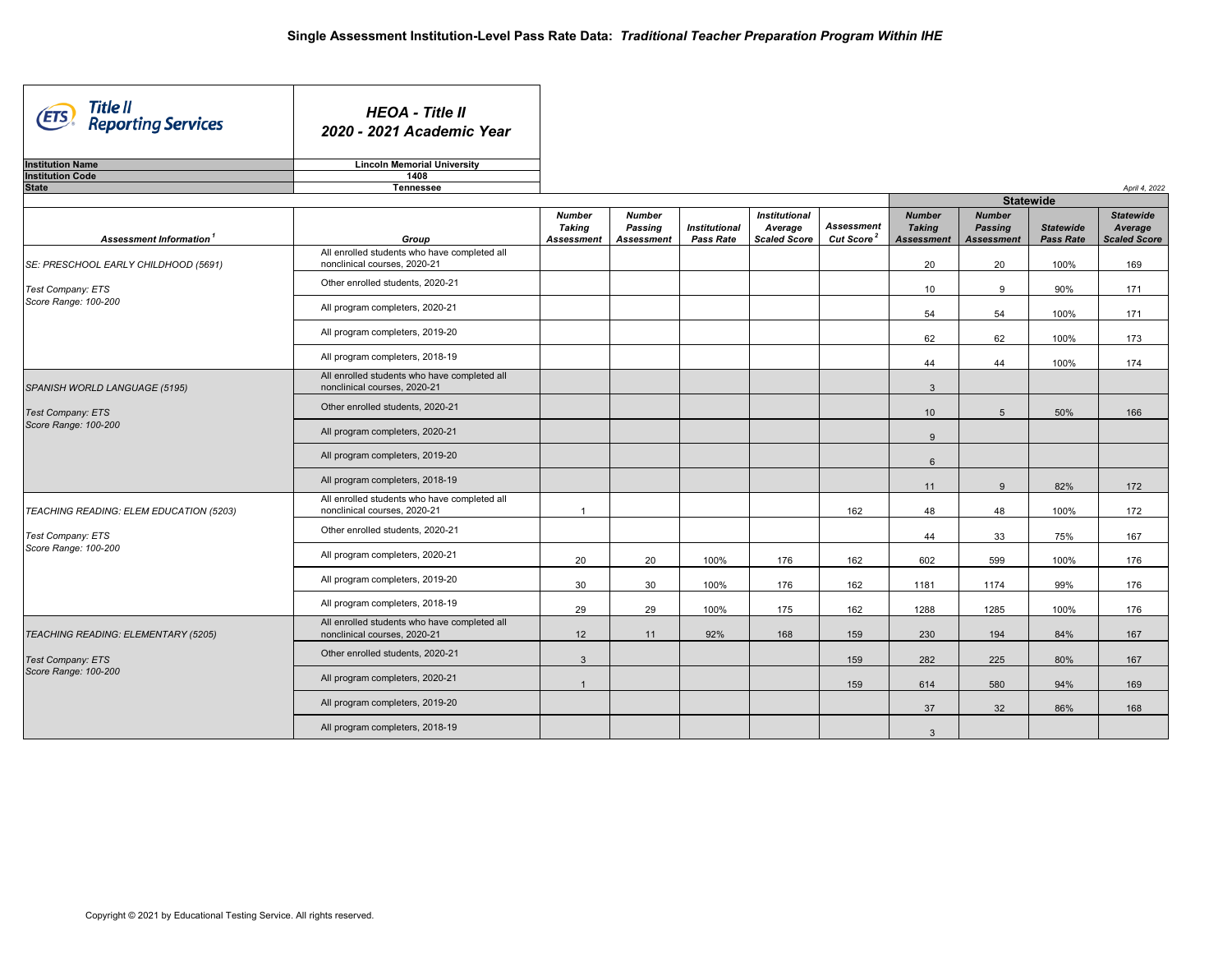# Single Assessment Institution-Level Pass Rate Data: *Traditional Teacher Preparation Program Within IHE*

**Title II Reporting Services**

***HEOA - Title II***
***2020 - 2021 Academic Year***

| | |
|---|---|
| **Institution Name** | **Lincoln Memorial University** |
| **Institution Code** | **1408** |
| **State** | **Tennessee** |

*April 4, 2022*

| *Assessment Information*[1] | *Group* | *Number Taking Assessment* | *Number Passing Assessment* | *Institutional Pass Rate* | *Institutional Average Scaled Score* | *Assessment Cut Score*[2] | Statewide *Number Taking Assessment* | Statewide *Number Passing Assessment* | Statewide *Statewide Pass Rate* | Statewide *Statewide Average Scaled Score* |
|---|---|---|---|---|---|---|---|---|---|---|
| *SE: PRESCHOOL EARLY CHILDHOOD (5691)* | All enrolled students who have completed all nonclinical courses, 2020-21 | | | | | | 20 | 20 | 100% | 169 |
| *Test Company: ETS* | Other enrolled students, 2020-21 | | | | | | 10 | 9 | 90% | 171 |
| *Score Range: 100-200* | All program completers, 2020-21 | | | | | | 54 | 54 | 100% | 171 |
| | All program completers, 2019-20 | | | | | | 62 | 62 | 100% | 173 |
| | All program completers, 2018-19 | | | | | | 44 | 44 | 100% | 174 |
| *SPANISH WORLD LANGUAGE (5195)* | All enrolled students who have completed all nonclinical courses, 2020-21 | | | | | | 3 | | | |
| *Test Company: ETS* | Other enrolled students, 2020-21 | | | | | | 10 | 5 | 50% | 166 |
| *Score Range: 100-200* | All program completers, 2020-21 | | | | | | 9 | | | |
| | All program completers, 2019-20 | | | | | | 6 | | | |
| | All program completers, 2018-19 | | | | | | 11 | 9 | 82% | 172 |
| *TEACHING READING: ELEM EDUCATION (5203)* | All enrolled students who have completed all nonclinical courses, 2020-21 | 1 | | | | 162 | 48 | 48 | 100% | 172 |
| *Test Company: ETS* | Other enrolled students, 2020-21 | | | | | | 44 | 33 | 75% | 167 |
| *Score Range: 100-200* | All program completers, 2020-21 | 20 | 20 | 100% | 176 | 162 | 602 | 599 | 100% | 176 |
| | All program completers, 2019-20 | 30 | 30 | 100% | 176 | 162 | 1181 | 1174 | 99% | 176 |
| | All program completers, 2018-19 | 29 | 29 | 100% | 175 | 162 | 1288 | 1285 | 100% | 176 |
| *TEACHING READING: ELEMENTARY (5205)* | All enrolled students who have completed all nonclinical courses, 2020-21 | 12 | 11 | 92% | 168 | 159 | 230 | 194 | 84% | 167 |
| *Test Company: ETS* | Other enrolled students, 2020-21 | 3 | | | | 159 | 282 | 225 | 80% | 167 |
| *Score Range: 100-200* | All program completers, 2020-21 | 1 | | | | 159 | 614 | 580 | 94% | 169 |
| | All program completers, 2019-20 | | | | | | 37 | 32 | 86% | 168 |
| | All program completers, 2018-19 | | | | | | 3 | | | |

Copyright © 2021 by Educational Testing Service. All rights reserved.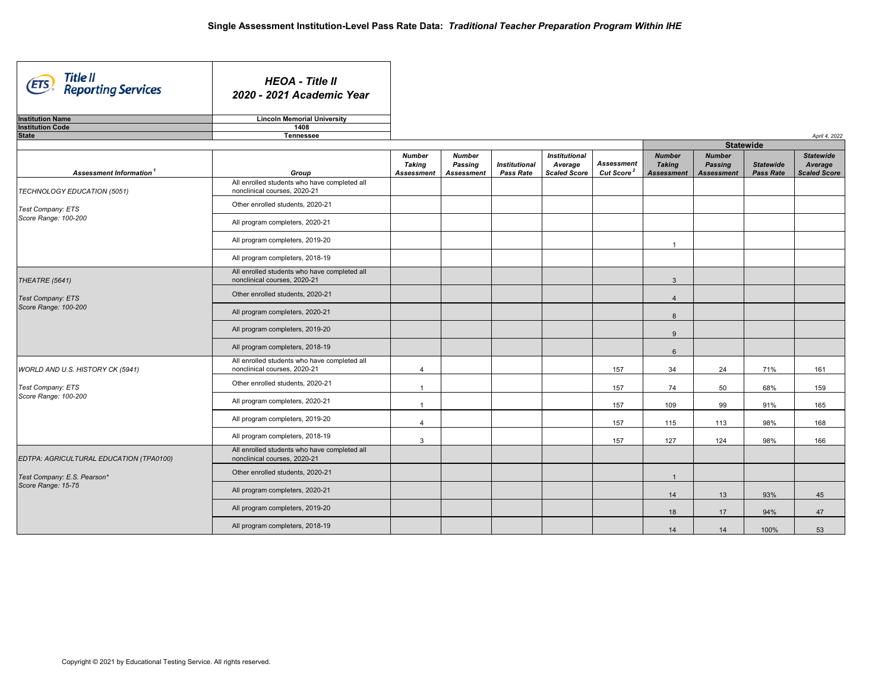# Single Assessment Institution-Level Pass Rate Data: *Traditional Teacher Preparation Program Within IHE*

**Title II Reporting Services**

***HEOA - Title II***
***2020 - 2021 Academic Year***

| | |
|---|---|
| **Institution Name** | **Lincoln Memorial University** |
| **Institution Code** | **1408** |
| **State** | **Tennessee** |

*April 4, 2022*

| Assessment Information[1] | Group | Number Taking Assessment | Number Passing Assessment | Institutional Pass Rate | Institutional Average Scaled Score | Assessment Cut Score[2] | Statewide Number Taking Assessment | Statewide Number Passing Assessment | Statewide Pass Rate | Statewide Average Scaled Score |
|---|---|---|---|---|---|---|---|---|---|---|
| *TECHNOLOGY EDUCATION (5051)* *Test Company: ETS* *Score Range: 100-200* | All enrolled students who have completed all nonclinical courses, 2020-21 | | | | | | | | | |
| | Other enrolled students, 2020-21 | | | | | | | | | |
| | All program completers, 2020-21 | | | | | | | | | |
| | All program completers, 2019-20 | | | | | | 1 | | | |
| | All program completers, 2018-19 | | | | | | | | | |
| *THEATRE (5641)* *Test Company: ETS* *Score Range: 100-200* | All enrolled students who have completed all nonclinical courses, 2020-21 | | | | | | 3 | | | |
| | Other enrolled students, 2020-21 | | | | | | 4 | | | |
| | All program completers, 2020-21 | | | | | | 8 | | | |
| | All program completers, 2019-20 | | | | | | 9 | | | |
| | All program completers, 2018-19 | | | | | | 6 | | | |
| *WORLD AND U.S. HISTORY CK (5941)* *Test Company: ETS* *Score Range: 100-200* | All enrolled students who have completed all nonclinical courses, 2020-21 | 4 | | | | 157 | 34 | 24 | 71% | 161 |
| | Other enrolled students, 2020-21 | 1 | | | | 157 | 74 | 50 | 68% | 159 |
| | All program completers, 2020-21 | 1 | | | | 157 | 109 | 99 | 91% | 165 |
| | All program completers, 2019-20 | 4 | | | | 157 | 115 | 113 | 98% | 168 |
| | All program completers, 2018-19 | 3 | | | | 157 | 127 | 124 | 98% | 166 |
| *EDTPA: AGRICULTURAL EDUCATION (TPA0100)* *Test Company: E.S. Pearson** *Score Range: 15-75* | All enrolled students who have completed all nonclinical courses, 2020-21 | | | | | | | | | |
| | Other enrolled students, 2020-21 | | | | | | 1 | | | |
| | All program completers, 2020-21 | | | | | | 14 | 13 | 93% | 45 |
| | All program completers, 2019-20 | | | | | | 18 | 17 | 94% | 47 |
| | All program completers, 2018-19 | | | | | | 14 | 14 | 100% | 53 |

Copyright © 2021 by Educational Testing Service. All rights reserved.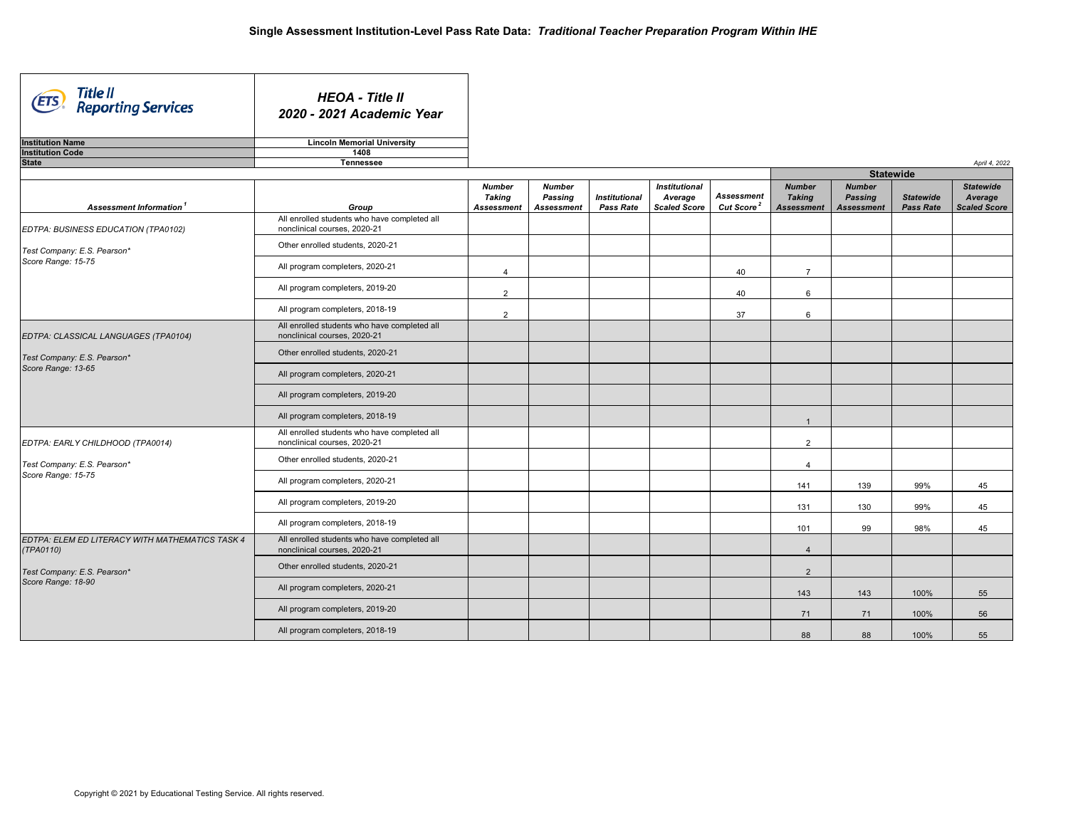# Single Assessment Institution-Level Pass Rate Data: *Traditional Teacher Preparation Program Within IHE*

**Title II Reporting Services**

***HEOA - Title II***
***2020 - 2021 Academic Year***

| | |
|---|---|
| **Institution Name** | **Lincoln Memorial University** |
| **Institution Code** | **1408** |
| **State** | **Tennessee** |

*April 4, 2022*

| Assessment Information[1] | Group | Number Taking Assessment | Number Passing Assessment | Institutional Pass Rate | Institutional Average Scaled Score | Assessment Cut Score[2] | Statewide Number Taking Assessment | Statewide Number Passing Assessment | Statewide Pass Rate | Statewide Average Scaled Score |
|---|---|---|---|---|---|---|---|---|---|---|
| *EDTPA: BUSINESS EDUCATION (TPA0102)* *Test Company: E.S. Pearson** *Score Range: 15-75* | All enrolled students who have completed all nonclinical courses, 2020-21 | | | | | | | | | |
| | Other enrolled students, 2020-21 | | | | | | | | | |
| | All program completers, 2020-21 | 4 | | | | 40 | 7 | | | |
| | All program completers, 2019-20 | 2 | | | | 40 | 6 | | | |
| | All program completers, 2018-19 | 2 | | | | 37 | 6 | | | |
| *EDTPA: CLASSICAL LANGUAGES (TPA0104)* *Test Company: E.S. Pearson** *Score Range: 13-65* | All enrolled students who have completed all nonclinical courses, 2020-21 | | | | | | | | | |
| | Other enrolled students, 2020-21 | | | | | | | | | |
| | All program completers, 2020-21 | | | | | | | | | |
| | All program completers, 2019-20 | | | | | | | | | |
| | All program completers, 2018-19 | | | | | | 1 | | | |
| *EDTPA: EARLY CHILDHOOD (TPA0014)* *Test Company: E.S. Pearson** *Score Range: 15-75* | All enrolled students who have completed all nonclinical courses, 2020-21 | | | | | | 2 | | | |
| | Other enrolled students, 2020-21 | | | | | | 4 | | | |
| | All program completers, 2020-21 | | | | | | 141 | 139 | 99% | 45 |
| | All program completers, 2019-20 | | | | | | 131 | 130 | 99% | 45 |
| | All program completers, 2018-19 | | | | | | 101 | 99 | 98% | 45 |
| *EDTPA: ELEM ED LITERACY WITH MATHEMATICS TASK 4 (TPA0110)* *Test Company: E.S. Pearson** *Score Range: 18-90* | All enrolled students who have completed all nonclinical courses, 2020-21 | | | | | | 4 | | | |
| | Other enrolled students, 2020-21 | | | | | | 2 | | | |
| | All program completers, 2020-21 | | | | | | 143 | 143 | 100% | 55 |
| | All program completers, 2019-20 | | | | | | 71 | 71 | 100% | 56 |
| | All program completers, 2018-19 | | | | | | 88 | 88 | 100% | 55 |

Copyright © 2021 by Educational Testing Service. All rights reserved.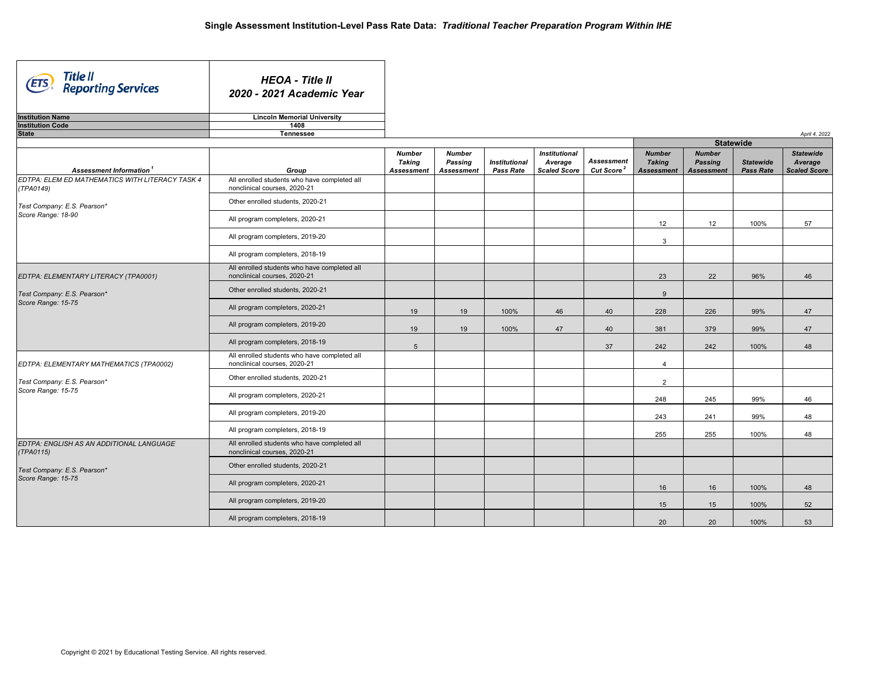# Single Assessment Institution-Level Pass Rate Data: *Traditional Teacher Preparation Program Within IHE*

**Title II Reporting Services**

***HEOA - Title II***
***2020 - 2021 Academic Year***

| | |
|---|---|
| **Institution Name** | **Lincoln Memorial University** |
| **Institution Code** | **1408** |
| **State** | **Tennessee** |

*April 4, 2022*

| Assessment Information[1] | Group | Number Taking Assessment | Number Passing Assessment | Institutional Pass Rate | Institutional Average Scaled Score | Assessment Cut Score[2] | Statewide: Number Taking Assessment | Statewide: Number Passing Assessment | Statewide Pass Rate | Statewide Average Scaled Score |
|---|---|---|---|---|---|---|---|---|---|---|
| EDTPA: ELEM ED MATHEMATICS WITH LITERACY TASK 4 (TPA0149) Test Company: E.S. Pearson* Score Range: 18-90 | All enrolled students who have completed all nonclinical courses, 2020-21 | | | | | | | | | |
| | Other enrolled students, 2020-21 | | | | | | | | | |
| | All program completers, 2020-21 | | | | | | 12 | 12 | 100% | 57 |
| | All program completers, 2019-20 | | | | | | 3 | | | |
| | All program completers, 2018-19 | | | | | | | | | |
| EDTPA: ELEMENTARY LITERACY (TPA0001) Test Company: E.S. Pearson* Score Range: 15-75 | All enrolled students who have completed all nonclinical courses, 2020-21 | | | | | | 23 | 22 | 96% | 46 |
| | Other enrolled students, 2020-21 | | | | | | 9 | | | |
| | All program completers, 2020-21 | 19 | 19 | 100% | 46 | 40 | 228 | 226 | 99% | 47 |
| | All program completers, 2019-20 | 19 | 19 | 100% | 47 | 40 | 381 | 379 | 99% | 47 |
| | All program completers, 2018-19 | 5 | | | | 37 | 242 | 242 | 100% | 48 |
| EDTPA: ELEMENTARY MATHEMATICS (TPA0002) Test Company: E.S. Pearson* Score Range: 15-75 | All enrolled students who have completed all nonclinical courses, 2020-21 | | | | | | 4 | | | |
| | Other enrolled students, 2020-21 | | | | | | 2 | | | |
| | All program completers, 2020-21 | | | | | | 248 | 245 | 99% | 46 |
| | All program completers, 2019-20 | | | | | | 243 | 241 | 99% | 48 |
| | All program completers, 2018-19 | | | | | | 255 | 255 | 100% | 48 |
| EDTPA: ENGLISH AS AN ADDITIONAL LANGUAGE (TPA0115) Test Company: E.S. Pearson* Score Range: 15-75 | All enrolled students who have completed all nonclinical courses, 2020-21 | | | | | | | | | |
| | Other enrolled students, 2020-21 | | | | | | | | | |
| | All program completers, 2020-21 | | | | | | 16 | 16 | 100% | 48 |
| | All program completers, 2019-20 | | | | | | 15 | 15 | 100% | 52 |
| | All program completers, 2018-19 | | | | | | 20 | 20 | 100% | 53 |

Copyright © 2021 by Educational Testing Service. All rights reserved.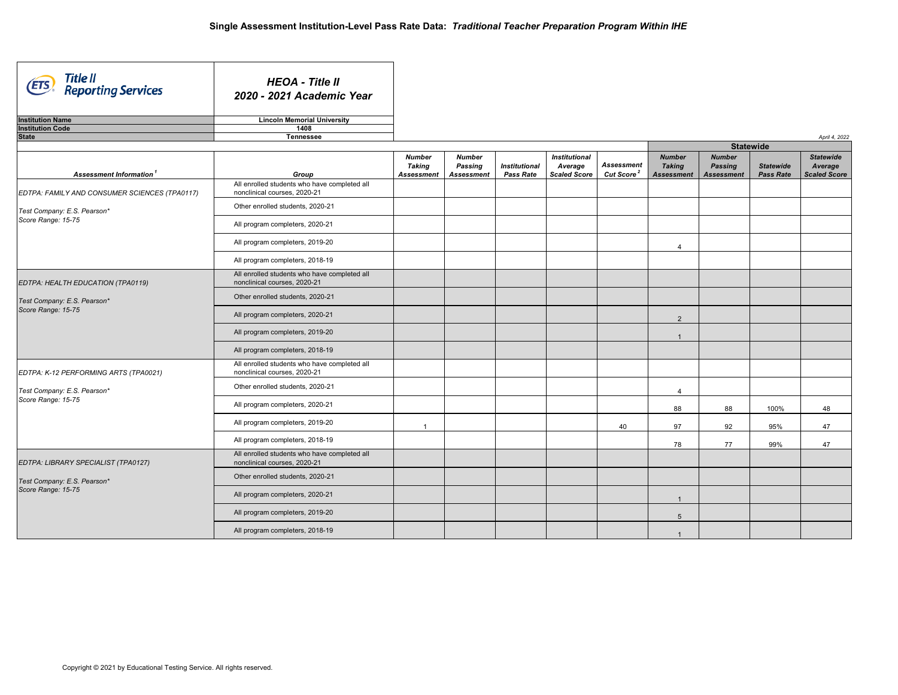# Single Assessment Institution-Level Pass Rate Data: *Traditional Teacher Preparation Program Within IHE*

**Title II Reporting Services**

***HEOA - Title II***
***2020 - 2021 Academic Year***

| | |
|---|---|
| **Institution Name** | **Lincoln Memorial University** |
| **Institution Code** | **1408** |
| **State** | **Tennessee** |

*April 4, 2022*

| Assessment Information[1] | Group | Number Taking Assessment | Number Passing Assessment | Institutional Pass Rate | Institutional Average Scaled Score | Assessment Cut Score[2] | Statewide Number Taking Assessment | Statewide Number Passing Assessment | Statewide Pass Rate | Statewide Average Scaled Score |
|---|---|---|---|---|---|---|---|---|---|---|
| *EDTPA: FAMILY AND CONSUMER SCIENCES (TPA0117)* | All enrolled students who have completed all nonclinical courses, 2020-21 | | | | | | | | | |
| *Test Company: E.S. Pearson\** | Other enrolled students, 2020-21 | | | | | | | | | |
| *Score Range: 15-75* | All program completers, 2020-21 | | | | | | | | | |
| | All program completers, 2019-20 | | | | | | 4 | | | |
| | All program completers, 2018-19 | | | | | | | | | |
| *EDTPA: HEALTH EDUCATION (TPA0119)* | All enrolled students who have completed all nonclinical courses, 2020-21 | | | | | | | | | |
| *Test Company: E.S. Pearson\** | Other enrolled students, 2020-21 | | | | | | | | | |
| *Score Range: 15-75* | All program completers, 2020-21 | | | | | | 2 | | | |
| | All program completers, 2019-20 | | | | | | 1 | | | |
| | All program completers, 2018-19 | | | | | | | | | |
| *EDTPA: K-12 PERFORMING ARTS (TPA0021)* | All enrolled students who have completed all nonclinical courses, 2020-21 | | | | | | | | | |
| *Test Company: E.S. Pearson\** | Other enrolled students, 2020-21 | | | | | | 4 | | | |
| *Score Range: 15-75* | All program completers, 2020-21 | | | | | | 88 | 88 | 100% | 48 |
| | All program completers, 2019-20 | 1 | | | | 40 | 97 | 92 | 95% | 47 |
| | All program completers, 2018-19 | | | | | | 78 | 77 | 99% | 47 |
| *EDTPA: LIBRARY SPECIALIST (TPA0127)* | All enrolled students who have completed all nonclinical courses, 2020-21 | | | | | | | | | |
| *Test Company: E.S. Pearson\** | Other enrolled students, 2020-21 | | | | | | | | | |
| *Score Range: 15-75* | All program completers, 2020-21 | | | | | | 1 | | | |
| | All program completers, 2019-20 | | | | | | 5 | | | |
| | All program completers, 2018-19 | | | | | | 1 | | | |

Copyright © 2021 by Educational Testing Service. All rights reserved.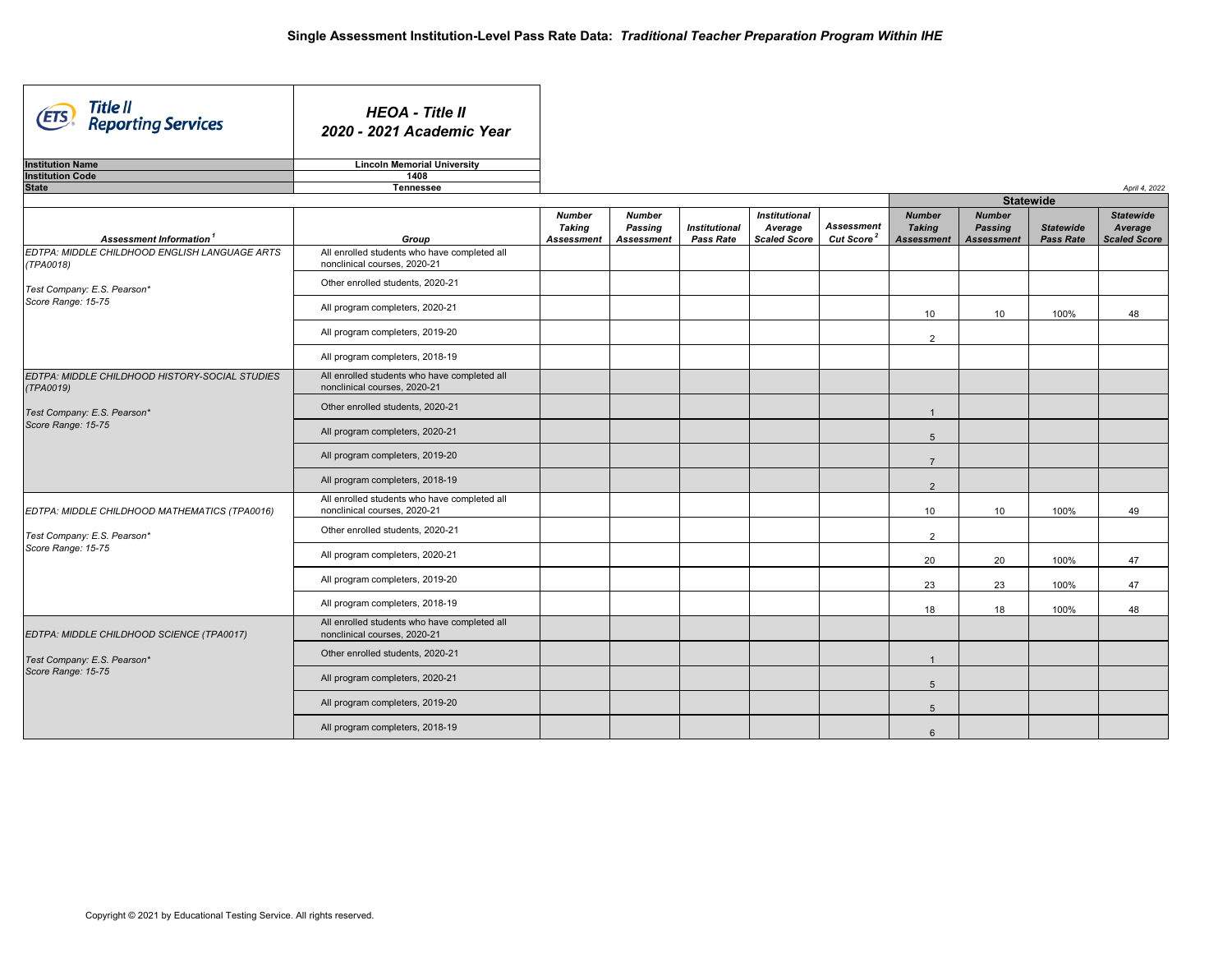# Single Assessment Institution-Level Pass Rate Data: *Traditional Teacher Preparation Program Within IHE*

**HEOA - Title II**
**2020 - 2021 Academic Year**

| | |
|---|---|
| **Institution Name** | **Lincoln Memorial University** |
| **Institution Code** | **1408** |
| **State** | **Tennessee** |

*April 4, 2022*

| Assessment Information [1] | Group | Number Taking Assessment | Number Passing Assessment | Institutional Pass Rate | Institutional Average Scaled Score | Assessment Cut Score [2] | Statewide Number Taking Assessment | Statewide Number Passing Assessment | Statewide Pass Rate | Statewide Average Scaled Score |
|---|---|---|---|---|---|---|---|---|---|---|
| *EDTPA: MIDDLE CHILDHOOD ENGLISH LANGUAGE ARTS (TPA0018)* *Test Company: E.S. Pearson** *Score Range: 15-75* | All enrolled students who have completed all nonclinical courses, 2020-21 | | | | | | | | | |
| | Other enrolled students, 2020-21 | | | | | | | | | |
| | All program completers, 2020-21 | | | | | | 10 | 10 | 100% | 48 |
| | All program completers, 2019-20 | | | | | | 2 | | | |
| | All program completers, 2018-19 | | | | | | | | | |
| *EDTPA: MIDDLE CHILDHOOD HISTORY-SOCIAL STUDIES (TPA0019)* *Test Company: E.S. Pearson** *Score Range: 15-75* | All enrolled students who have completed all nonclinical courses, 2020-21 | | | | | | | | | |
| | Other enrolled students, 2020-21 | | | | | | 1 | | | |
| | All program completers, 2020-21 | | | | | | 5 | | | |
| | All program completers, 2019-20 | | | | | | 7 | | | |
| | All program completers, 2018-19 | | | | | | 2 | | | |
| *EDTPA: MIDDLE CHILDHOOD MATHEMATICS (TPA0016)* *Test Company: E.S. Pearson** *Score Range: 15-75* | All enrolled students who have completed all nonclinical courses, 2020-21 | | | | | | 10 | 10 | 100% | 49 |
| | Other enrolled students, 2020-21 | | | | | | 2 | | | |
| | All program completers, 2020-21 | | | | | | 20 | 20 | 100% | 47 |
| | All program completers, 2019-20 | | | | | | 23 | 23 | 100% | 47 |
| | All program completers, 2018-19 | | | | | | 18 | 18 | 100% | 48 |
| *EDTPA: MIDDLE CHILDHOOD SCIENCE (TPA0017)* *Test Company: E.S. Pearson** *Score Range: 15-75* | All enrolled students who have completed all nonclinical courses, 2020-21 | | | | | | | | | |
| | Other enrolled students, 2020-21 | | | | | | 1 | | | |
| | All program completers, 2020-21 | | | | | | 5 | | | |
| | All program completers, 2019-20 | | | | | | 5 | | | |
| | All program completers, 2018-19 | | | | | | 6 | | | |

Copyright © 2021 by Educational Testing Service. All rights reserved.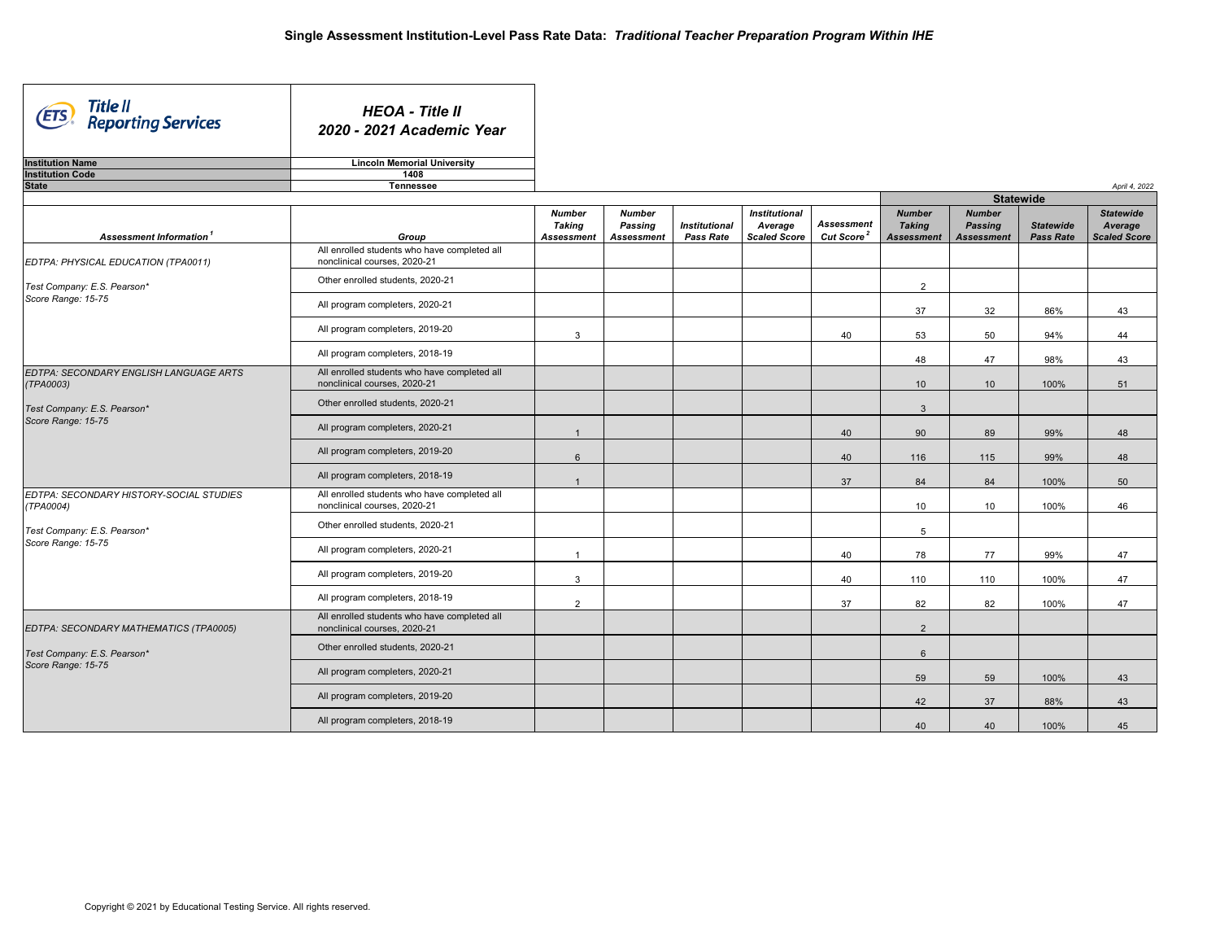# Single Assessment Institution-Level Pass Rate Data: *Traditional Teacher Preparation Program Within IHE*

**Title II Reporting Services**

***HEOA - Title II***
***2020 - 2021 Academic Year***

| | |
|---|---|
| **Institution Name** | **Lincoln Memorial University** |
| **Institution Code** | **1408** |
| **State** | **Tennessee** |

*April 4, 2022*

| Assessment Information[1] | Group | Number Taking Assessment | Number Passing Assessment | Institutional Pass Rate | Institutional Average Scaled Score | Assessment Cut Score[2] | Statewide Number Taking Assessment | Statewide Number Passing Assessment | Statewide Pass Rate | Statewide Average Scaled Score |
|---|---|---|---|---|---|---|---|---|---|---|
| *EDTPA: PHYSICAL EDUCATION (TPA0011)* *Test Company: E.S. Pearson** *Score Range: 15-75* | All enrolled students who have completed all nonclinical courses, 2020-21 | | | | | | | | | |
| | Other enrolled students, 2020-21 | | | | | | 2 | | | |
| | All program completers, 2020-21 | | | | | | 37 | 32 | 86% | 43 |
| | All program completers, 2019-20 | 3 | | | | 40 | 53 | 50 | 94% | 44 |
| | All program completers, 2018-19 | | | | | | 48 | 47 | 98% | 43 |
| *EDTPA: SECONDARY ENGLISH LANGUAGE ARTS (TPA0003)* *Test Company: E.S. Pearson** *Score Range: 15-75* | All enrolled students who have completed all nonclinical courses, 2020-21 | | | | | | 10 | 10 | 100% | 51 |
| | Other enrolled students, 2020-21 | | | | | | 3 | | | |
| | All program completers, 2020-21 | 1 | | | | 40 | 90 | 89 | 99% | 48 |
| | All program completers, 2019-20 | 6 | | | | 40 | 116 | 115 | 99% | 48 |
| | All program completers, 2018-19 | 1 | | | | 37 | 84 | 84 | 100% | 50 |
| *EDTPA: SECONDARY HISTORY-SOCIAL STUDIES (TPA0004)* *Test Company: E.S. Pearson** *Score Range: 15-75* | All enrolled students who have completed all nonclinical courses, 2020-21 | | | | | | 10 | 10 | 100% | 46 |
| | Other enrolled students, 2020-21 | | | | | | 5 | | | |
| | All program completers, 2020-21 | 1 | | | | 40 | 78 | 77 | 99% | 47 |
| | All program completers, 2019-20 | 3 | | | | 40 | 110 | 110 | 100% | 47 |
| | All program completers, 2018-19 | 2 | | | | 37 | 82 | 82 | 100% | 47 |
| *EDTPA: SECONDARY MATHEMATICS (TPA0005)* *Test Company: E.S. Pearson** *Score Range: 15-75* | All enrolled students who have completed all nonclinical courses, 2020-21 | | | | | | 2 | | | |
| | Other enrolled students, 2020-21 | | | | | | 6 | | | |
| | All program completers, 2020-21 | | | | | | 59 | 59 | 100% | 43 |
| | All program completers, 2019-20 | | | | | | 42 | 37 | 88% | 43 |
| | All program completers, 2018-19 | | | | | | 40 | 40 | 100% | 45 |

Copyright © 2021 by Educational Testing Service. All rights reserved.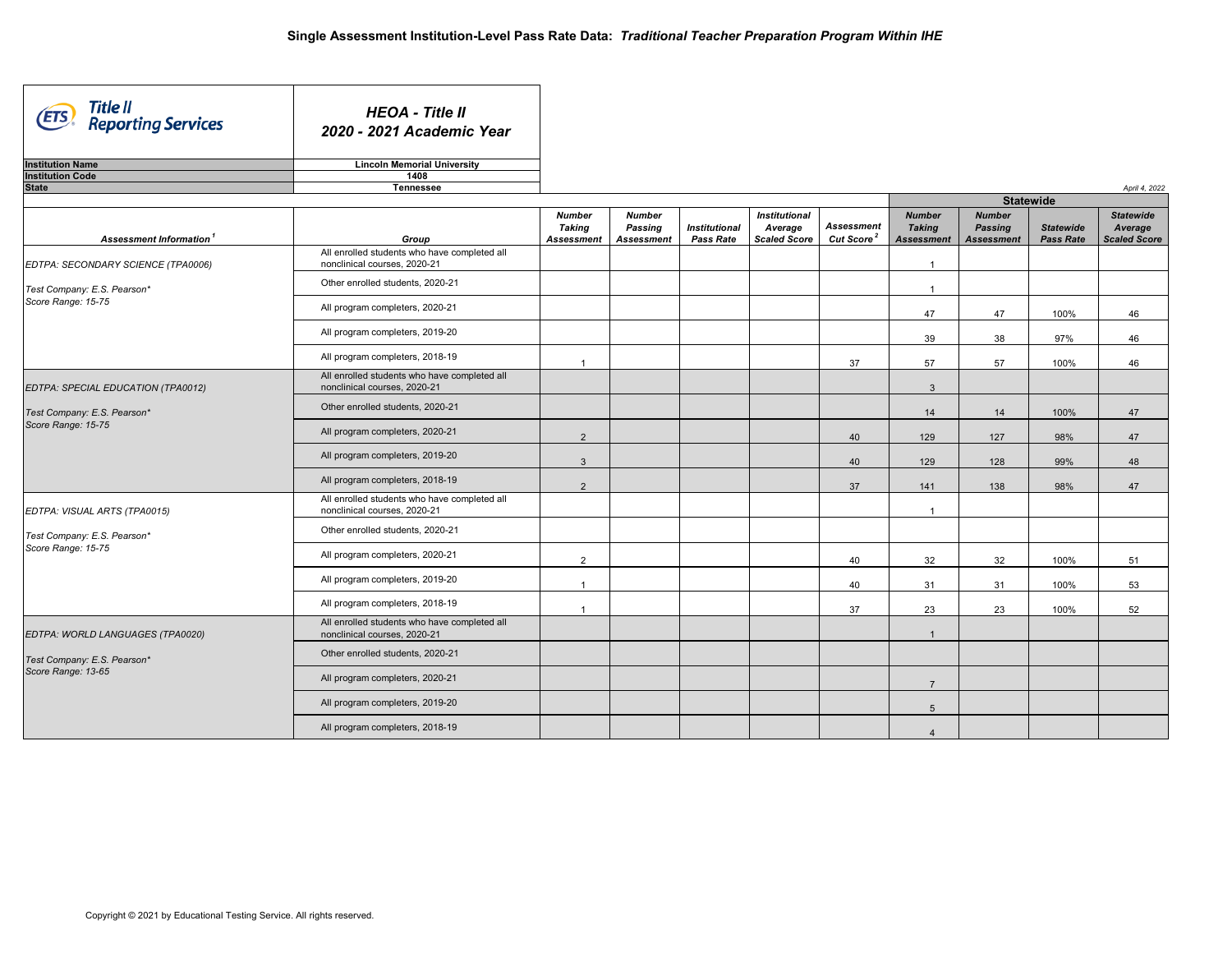# Single Assessment Institution-Level Pass Rate Data: *Traditional Teacher Preparation Program Within IHE*

**Title II Reporting Services**

***HEOA - Title II***
***2020 - 2021 Academic Year***

| | |
|---|---|
| **Institution Name** | **Lincoln Memorial University** |
| **Institution Code** | **1408** |
| **State** | **Tennessee** |

*April 4, 2022*

| Assessment Information[1] | Group | Number Taking Assessment | Number Passing Assessment | Institutional Pass Rate | Institutional Average Scaled Score | Assessment Cut Score[2] | Statewide Number Taking Assessment | Statewide Number Passing Assessment | Statewide Pass Rate | Statewide Average Scaled Score |
|---|---|---|---|---|---|---|---|---|---|---|
| EDTPA: SECONDARY SCIENCE (TPA0006) | All enrolled students who have completed all nonclinical courses, 2020-21 | | | | | | 1 | | | |
| Test Company: E.S. Pearson* Score Range: 15-75 | Other enrolled students, 2020-21 | | | | | | 1 | | | |
| | All program completers, 2020-21 | | | | | | 47 | 47 | 100% | 46 |
| | All program completers, 2019-20 | | | | | | 39 | 38 | 97% | 46 |
| | All program completers, 2018-19 | 1 | | | | 37 | 57 | 57 | 100% | 46 |
| EDTPA: SPECIAL EDUCATION (TPA0012) | All enrolled students who have completed all nonclinical courses, 2020-21 | | | | | | 3 | | | |
| Test Company: E.S. Pearson* Score Range: 15-75 | Other enrolled students, 2020-21 | | | | | | 14 | 14 | 100% | 47 |
| | All program completers, 2020-21 | 2 | | | | 40 | 129 | 127 | 98% | 47 |
| | All program completers, 2019-20 | 3 | | | | 40 | 129 | 128 | 99% | 48 |
| | All program completers, 2018-19 | 2 | | | | 37 | 141 | 138 | 98% | 47 |
| EDTPA: VISUAL ARTS (TPA0015) | All enrolled students who have completed all nonclinical courses, 2020-21 | | | | | | 1 | | | |
| Test Company: E.S. Pearson* Score Range: 15-75 | Other enrolled students, 2020-21 | | | | | | | | | |
| | All program completers, 2020-21 | 2 | | | | 40 | 32 | 32 | 100% | 51 |
| | All program completers, 2019-20 | 1 | | | | 40 | 31 | 31 | 100% | 53 |
| | All program completers, 2018-19 | 1 | | | | 37 | 23 | 23 | 100% | 52 |
| EDTPA: WORLD LANGUAGES (TPA0020) | All enrolled students who have completed all nonclinical courses, 2020-21 | | | | | | 1 | | | |
| Test Company: E.S. Pearson* Score Range: 13-65 | Other enrolled students, 2020-21 | | | | | | | | | |
| | All program completers, 2020-21 | | | | | | 7 | | | |
| | All program completers, 2019-20 | | | | | | 5 | | | |
| | All program completers, 2018-19 | | | | | | 4 | | | |

Copyright © 2021 by Educational Testing Service. All rights reserved.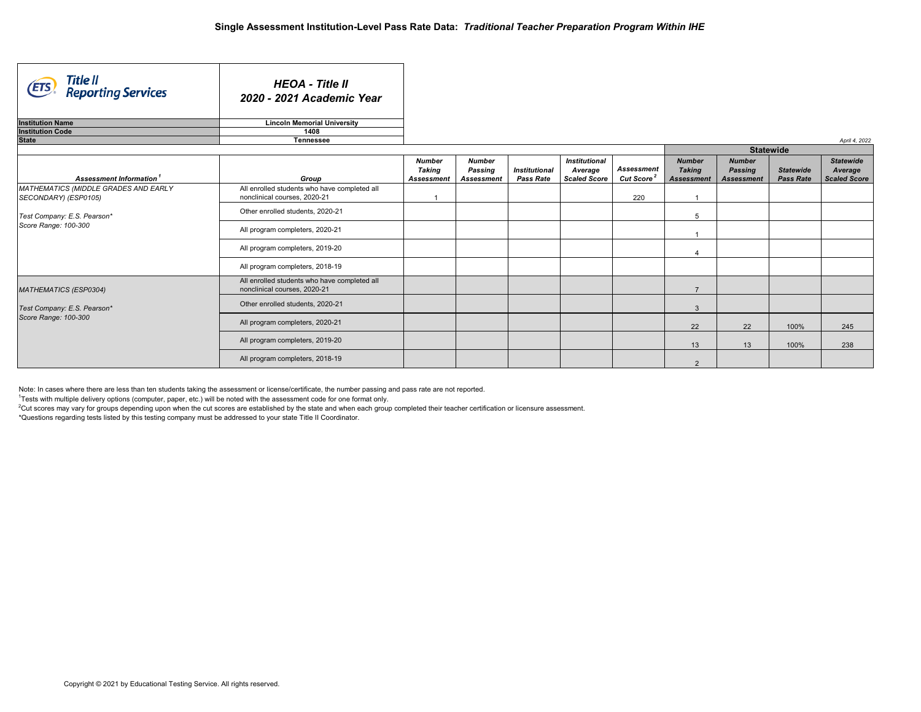## Single Assessment Institution-Level Pass Rate Data: *Traditional Teacher Preparation Program Within IHE*

**HEOA - Title II**
**2020 - 2021 Academic Year**

| | |
|---|---|
| **Institution Name** | **Lincoln Memorial University** |
| **Institution Code** | **1408** |
| **State** | **Tennessee** |

*April 4, 2022*

| Assessment Information[1] | Group | Number Taking Assessment | Number Passing Assessment | Institutional Pass Rate | Institutional Average Scaled Score | Assessment Cut Score[2] | Statewide Number Taking Assessment | Statewide Number Passing Assessment | Statewide Pass Rate | Statewide Average Scaled Score |
|---|---|---|---|---|---|---|---|---|---|---|
| MATHEMATICS (MIDDLE GRADES AND EARLY SECONDARY) (ESP0105) | All enrolled students who have completed all nonclinical courses, 2020-21 | 1 | | | | 220 | 1 | | | |
| Test Company: E.S. Pearson* | Other enrolled students, 2020-21 | | | | | | 5 | | | |
| Score Range: 100-300 | All program completers, 2020-21 | | | | | | 1 | | | |
| | All program completers, 2019-20 | | | | | | 4 | | | |
| | All program completers, 2018-19 | | | | | | | | | |
| MATHEMATICS (ESP0304) | All enrolled students who have completed all nonclinical courses, 2020-21 | | | | | | 7 | | | |
| Test Company: E.S. Pearson* | Other enrolled students, 2020-21 | | | | | | 3 | | | |
| Score Range: 100-300 | All program completers, 2020-21 | | | | | | 22 | 22 | 100% | 245 |
| | All program completers, 2019-20 | | | | | | 13 | 13 | 100% | 238 |
| | All program completers, 2018-19 | | | | | | 2 | | | |

Note: In cases where there are less than ten students taking the assessment or license/certificate, the number passing and pass rate are not reported.

[1]Tests with multiple delivery options (computer, paper, etc.) will be noted with the assessment code for one format only.

[2]Cut scores may vary for groups depending upon when the cut scores are established by the state and when each group completed their teacher certification or licensure assessment.

*Questions regarding tests listed by this testing company must be addressed to your state Title II Coordinator.

Copyright © 2021 by Educational Testing Service. All rights reserved.